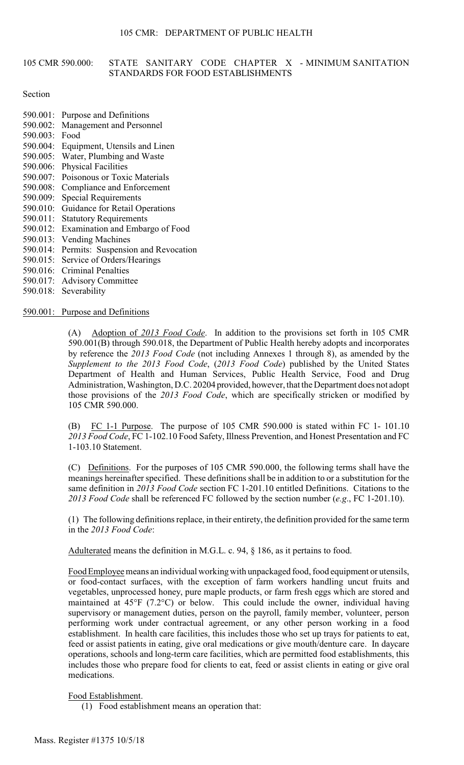# 105 CMR: DEPARTMENT OF PUBLIC HEALTH

## 105 CMR 590.000: STATE SANITARY CODE CHAPTER X - MINIMUM SANITATION STANDARDS FOR FOOD ESTABLISHMENTS

Section

- 590.001: Purpose and Definitions
- 590.002: Management and Personnel
- 590.003: Food
- 590.004: Equipment, Utensils and Linen
- 590.005: Water, Plumbing and Waste
- 590.006: Physical Facilities
- 590.007: Poisonous or Toxic Materials
- 590.008: Compliance and Enforcement
- 590.009: Special Requirements
- 590.010: Guidance for Retail Operations
- 590.011: Statutory Requirements
- 590.012: Examination and Embargo of Food
- 590.013: Vending Machines
- 590.014: Permits: Suspension and Revocation
- 590.015: Service of Orders/Hearings
- 590.016: Criminal Penalties
- 590.017: Advisory Committee
- 590.018: Severability

### 590.001: Purpose and Definitions

(A) Adoption of *2013 Food Code*. In addition to the provisions set forth in 105 CMR 590.001(B) through 590.018, the Department of Public Health hereby adopts and incorporates by reference the *2013 Food Code* (not including Annexes 1 through 8), as amended by the *Supplement to the 2013 Food Code*, (*2013 Food Code*) published by the United States Department of Health and Human Services, Public Health Service, Food and Drug Administration, Washington, D.C. 20204 provided, however, that the Department does not adopt those provisions of the *2013 Food Code*, which are specifically stricken or modified by 105 CMR 590.000.

(B) FC 1-1 Purpose. The purpose of 105 CMR 590.000 is stated within FC 1- 101.10 *2013 Food Code*, FC 1-102.10 Food Safety, Illness Prevention, and Honest Presentation and FC 1-103.10 Statement.

(C) Definitions. For the purposes of 105 CMR 590.000, the following terms shall have the meanings hereinafter specified. These definitions shall be in addition to or a substitution for the same definition in *2013 Food Code* section FC 1-201.10 entitled Definitions. Citations to the *2013 Food Code* shall be referenced FC followed by the section number (*e.g*., FC 1-201.10).

(1) The following definitions replace, in their entirety, the definition provided for the same term in the *2013 Food Code*:

Adulterated means the definition in M.G.L. c. 94, § 186, as it pertains to food.

Food Employee means an individual working with unpackaged food, food equipment or utensils, or food-contact surfaces, with the exception of farm workers handling uncut fruits and vegetables, unprocessed honey, pure maple products, or farm fresh eggs which are stored and maintained at 45°F (7.2°C) or below. This could include the owner, individual having supervisory or management duties, person on the payroll, family member, volunteer, person performing work under contractual agreement, or any other person working in a food establishment. In health care facilities, this includes those who set up trays for patients to eat, feed or assist patients in eating, give oral medications or give mouth/denture care. In daycare operations, schools and long-term care facilities, which are permitted food establishments, this includes those who prepare food for clients to eat, feed or assist clients in eating or give oral medications.

Food Establishment.

(1) Food establishment means an operation that: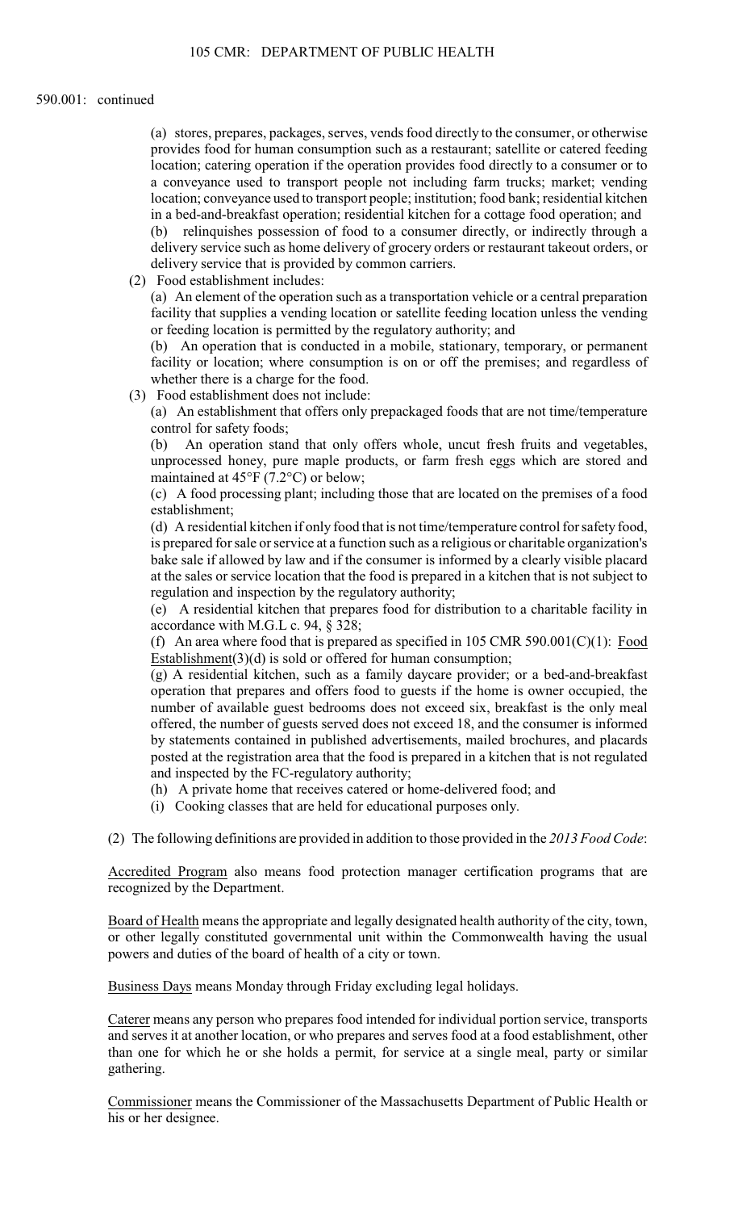590.001: continued

(a) stores, prepares, packages, serves, vends food directly to the consumer, or otherwise provides food for human consumption such as a restaurant; satellite or catered feeding location; catering operation if the operation provides food directly to a consumer or to a conveyance used to transport people not including farm trucks; market; vending location; conveyance used to transport people; institution; food bank; residential kitchen in a bed-and-breakfast operation; residential kitchen for a cottage food operation; and

(b) relinquishes possession of food to a consumer directly, or indirectly through a delivery service such as home delivery of grocery orders or restaurant takeout orders, or delivery service that is provided by common carriers.

(2) Food establishment includes:

(a) An element of the operation such as a transportation vehicle or a central preparation facility that supplies a vending location or satellite feeding location unless the vending or feeding location is permitted by the regulatory authority; and

(b) An operation that is conducted in a mobile, stationary, temporary, or permanent facility or location; where consumption is on or off the premises; and regardless of whether there is a charge for the food.

(3) Food establishment does not include:

(a) An establishment that offers only prepackaged foods that are not time/temperature control for safety foods;

(b) An operation stand that only offers whole, uncut fresh fruits and vegetables, unprocessed honey, pure maple products, or farm fresh eggs which are stored and maintained at 45°F (7.2°C) or below;

(c) A food processing plant; including those that are located on the premises of a food establishment;

(d) A residential kitchen if only food that is not time/temperature control for safety food, is prepared for sale or service at a function such as a religious or charitable organization's bake sale if allowed by law and if the consumer is informed by a clearly visible placard at the sales or service location that the food is prepared in a kitchen that is not subject to regulation and inspection by the regulatory authority;

(e) A residential kitchen that prepares food for distribution to a charitable facility in accordance with M.G.L c. 94, § 328;

(f) An area where food that is prepared as specified in 105 CMR 590.001(C)(1): Food Establishment(3)(d) is sold or offered for human consumption;

(g) A residential kitchen, such as a family daycare provider; or a bed-and-breakfast operation that prepares and offers food to guests if the home is owner occupied, the number of available guest bedrooms does not exceed six, breakfast is the only meal offered, the number of guests served does not exceed 18, and the consumer is informed by statements contained in published advertisements, mailed brochures, and placards posted at the registration area that the food is prepared in a kitchen that is not regulated and inspected by the FC-regulatory authority;

(h) A private home that receives catered or home-delivered food; and

(i) Cooking classes that are held for educational purposes only.

(2) The following definitions are provided in addition to those provided in the *2013 Food Code*:

Accredited Program also means food protection manager certification programs that are recognized by the Department.

Board of Health means the appropriate and legally designated health authority of the city, town, or other legally constituted governmental unit within the Commonwealth having the usual powers and duties of the board of health of a city or town.

Business Days means Monday through Friday excluding legal holidays.

Caterer means any person who prepares food intended for individual portion service, transports and serves it at another location, or who prepares and serves food at a food establishment, other than one for which he or she holds a permit, for service at a single meal, party or similar gathering.

Commissioner means the Commissioner of the Massachusetts Department of Public Health or his or her designee.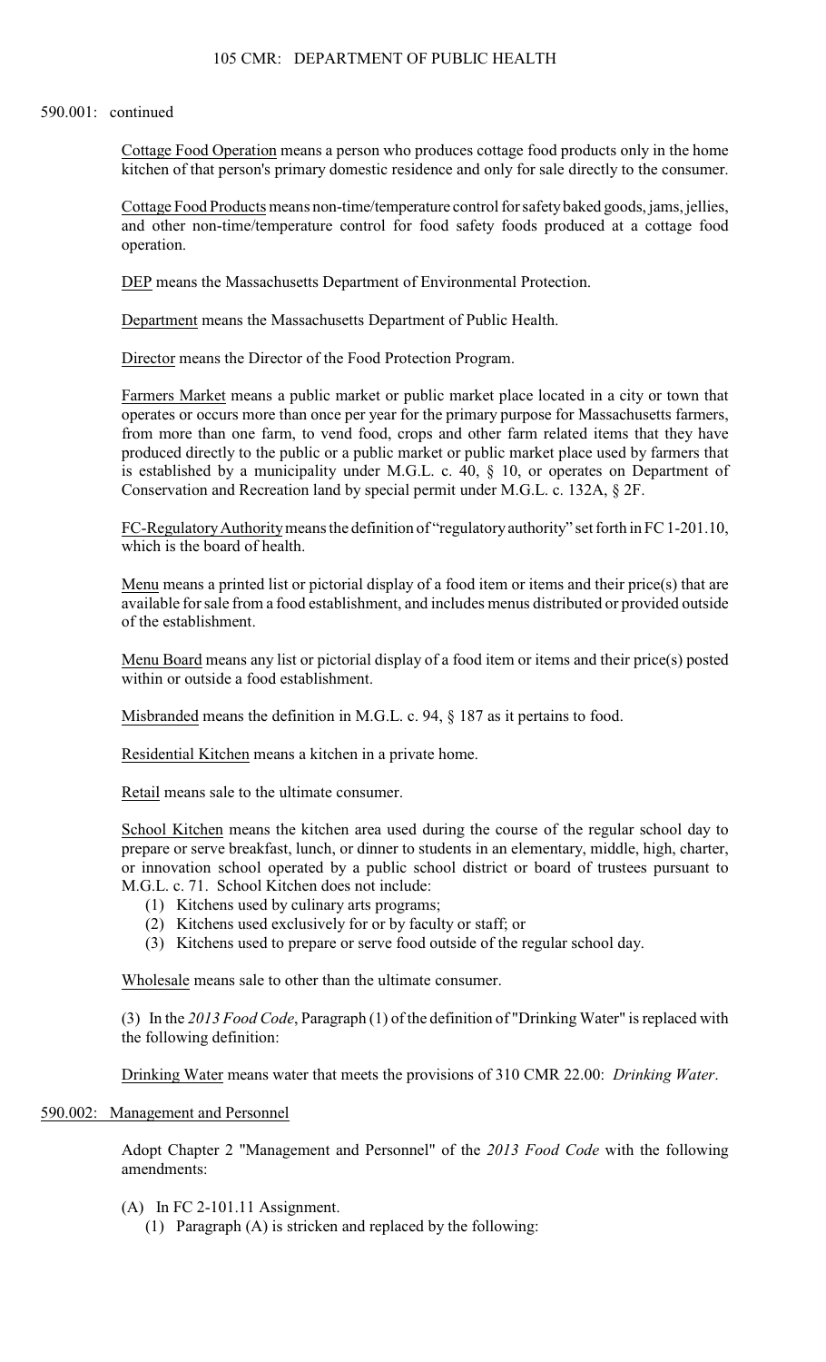590.001: continued

Cottage Food Operation means a person who produces cottage food products only in the home kitchen of that person's primary domestic residence and only for sale directly to the consumer.

Cottage Food Products means non-time/temperature control for safety baked goods, jams, jellies, and other non-time/temperature control for food safety foods produced at a cottage food operation.

DEP means the Massachusetts Department of Environmental Protection.

Department means the Massachusetts Department of Public Health.

Director means the Director of the Food Protection Program.

Farmers Market means a public market or public market place located in a city or town that operates or occurs more than once per year for the primary purpose for Massachusetts farmers, from more than one farm, to vend food, crops and other farm related items that they have produced directly to the public or a public market or public market place used by farmers that is established by a municipality under M.G.L. c. 40, § 10, or operates on Department of Conservation and Recreation land by special permit under M.G.L. c. 132A, § 2F.

FC-Regulatory Authority means the definition of "regulatory authority" set forth in FC 1-201.10, which is the board of health.

Menu means a printed list or pictorial display of a food item or items and their price(s) that are available for sale from a food establishment, and includes menus distributed or provided outside of the establishment.

Menu Board means any list or pictorial display of a food item or items and their price(s) posted within or outside a food establishment.

Misbranded means the definition in M.G.L. c. 94, § 187 as it pertains to food.

Residential Kitchen means a kitchen in a private home.

Retail means sale to the ultimate consumer.

School Kitchen means the kitchen area used during the course of the regular school day to prepare or serve breakfast, lunch, or dinner to students in an elementary, middle, high, charter, or innovation school operated by a public school district or board of trustees pursuant to M.G.L. c. 71. School Kitchen does not include:

(1) Kitchens used by culinary arts programs;
(2) Kitchens used exclusively for or by faculty or staff; or
(3) Kitchens used to prepare or serve food outside of the regular school day.

Wholesale means sale to other than the ultimate consumer.

(3) In the *2013 Food Code*, Paragraph (1) of the definition of "Drinking Water" is replaced with the following definition:

Drinking Water means water that meets the provisions of 310 CMR 22.00: *Drinking Water*.

## 590.002: Management and Personnel

Adopt Chapter 2 "Management and Personnel" of the *2013 Food Code* with the following amendments:

(A) In FC 2-101.11 Assignment.
(1) Paragraph (A) is stricken and replaced by the following: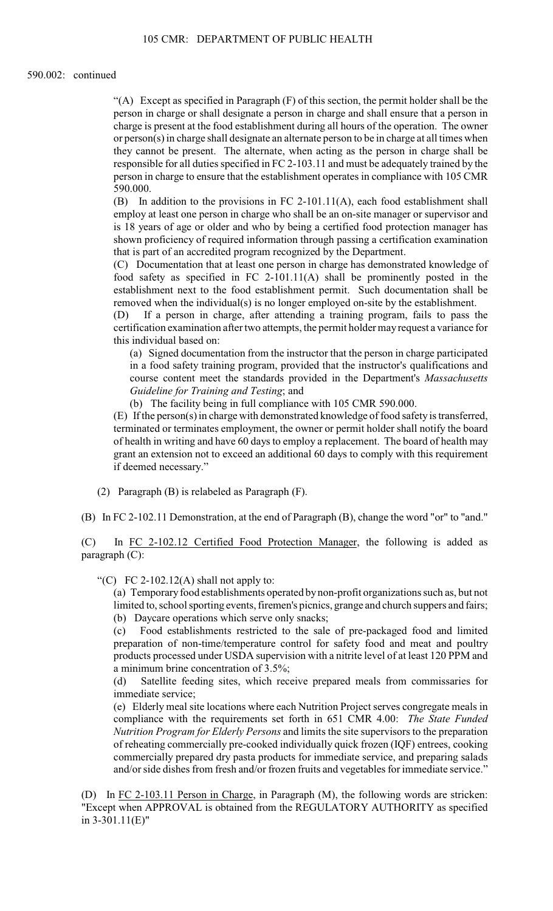590.002: continued

"(A) Except as specified in Paragraph (F) of this section, the permit holder shall be the person in charge or shall designate a person in charge and shall ensure that a person in charge is present at the food establishment during all hours of the operation. The owner or person(s) in charge shall designate an alternate person to be in charge at all times when they cannot be present. The alternate, when acting as the person in charge shall be responsible for all duties specified in FC 2-103.11 and must be adequately trained by the person in charge to ensure that the establishment operates in compliance with 105 CMR 590.000.

(B) In addition to the provisions in FC 2-101.11(A), each food establishment shall employ at least one person in charge who shall be an on-site manager or supervisor and is 18 years of age or older and who by being a certified food protection manager has shown proficiency of required information through passing a certification examination that is part of an accredited program recognized by the Department.

(C) Documentation that at least one person in charge has demonstrated knowledge of food safety as specified in FC 2-101.11(A) shall be prominently posted in the establishment next to the food establishment permit. Such documentation shall be removed when the individual(s) is no longer employed on-site by the establishment.

(D) If a person in charge, after attending a training program, fails to pass the certification examination after two attempts, the permit holder may request a variance for this individual based on:

(a) Signed documentation from the instructor that the person in charge participated in a food safety training program, provided that the instructor's qualifications and course content meet the standards provided in the Department's *Massachusetts Guideline for Training and Testing*; and

(b) The facility being in full compliance with 105 CMR 590.000.

(E) If the person(s) in charge with demonstrated knowledge of food safety is transferred, terminated or terminates employment, the owner or permit holder shall notify the board of health in writing and have 60 days to employ a replacement. The board of health may grant an extension not to exceed an additional 60 days to comply with this requirement if deemed necessary."

(2) Paragraph (B) is relabeled as Paragraph (F).

(B) In FC 2-102.11 Demonstration, at the end of Paragraph (B), change the word "or" to "and."

(C) In FC 2-102.12 Certified Food Protection Manager, the following is added as paragraph (C):

"(C) FC 2-102.12(A) shall not apply to:

(a) Temporary food establishments operated by non-profit organizations such as, but not limited to, school sporting events, firemen's picnics, grange and church suppers and fairs;

(b) Daycare operations which serve only snacks;

(c) Food establishments restricted to the sale of pre-packaged food and limited preparation of non-time/temperature control for safety food and meat and poultry products processed under USDA supervision with a nitrite level of at least 120 PPM and a minimum brine concentration of 3.5%;

(d) Satellite feeding sites, which receive prepared meals from commissaries for immediate service;

(e) Elderly meal site locations where each Nutrition Project serves congregate meals in compliance with the requirements set forth in 651 CMR 4.00: *The State Funded Nutrition Program for Elderly Persons* and limits the site supervisors to the preparation of reheating commercially pre-cooked individually quick frozen (IQF) entrees, cooking commercially prepared dry pasta products for immediate service, and preparing salads and/or side dishes from fresh and/or frozen fruits and vegetables for immediate service."

(D) In FC 2-103.11 Person in Charge, in Paragraph (M), the following words are stricken: "Except when APPROVAL is obtained from the REGULATORY AUTHORITY as specified in 3-301.11(E)"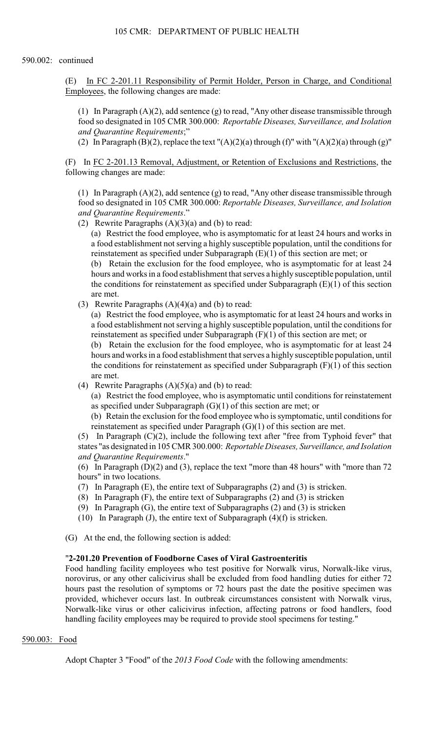590.002: continued

(E) <u>In FC 2-201.11 Responsibility of Permit Holder, Person in Charge, and Conditional Employees</u>, the following changes are made:

(1) In Paragraph (A)(2), add sentence (g) to read, "Any other disease transmissible through food so designated in 105 CMR 300.000: *Reportable Diseases, Surveillance, and Isolation and Quarantine Requirements*;"

(2) In Paragraph (B)(2), replace the text "(A)(2)(a) through (f)" with "(A)(2)(a) through (g)"

(F) In <u>FC 2-201.13 Removal, Adjustment, or Retention of Exclusions and Restrictions</u>, the following changes are made:

(1) In Paragraph (A)(2), add sentence (g) to read, "Any other disease transmissible through food so designated in 105 CMR 300.000: *Reportable Diseases, Surveillance, and Isolation and Quarantine Requirements*."

(2) Rewrite Paragraphs (A)(3)(a) and (b) to read:

(a) Restrict the food employee, who is asymptomatic for at least 24 hours and works in a food establishment not serving a highly susceptible population, until the conditions for reinstatement as specified under Subparagraph (E)(1) of this section are met; or

(b) Retain the exclusion for the food employee, who is asymptomatic for at least 24 hours and works in a food establishment that serves a highly susceptible population, until the conditions for reinstatement as specified under Subparagraph (E)(1) of this section are met.

(3) Rewrite Paragraphs (A)(4)(a) and (b) to read:

(a) Restrict the food employee, who is asymptomatic for at least 24 hours and works in a food establishment not serving a highly susceptible population, until the conditions for reinstatement as specified under Subparagraph (F)(1) of this section are met; or

(b) Retain the exclusion for the food employee, who is asymptomatic for at least 24 hours and works in a food establishment that serves a highly susceptible population, until the conditions for reinstatement as specified under Subparagraph (F)(1) of this section are met.

(4) Rewrite Paragraphs (A)(5)(a) and (b) to read:

(a) Restrict the food employee, who is asymptomatic until conditions for reinstatement as specified under Subparagraph (G)(1) of this section are met; or

(b) Retain the exclusion for the food employee who is symptomatic, until conditions for reinstatement as specified under Paragraph (G)(1) of this section are met.

(5) In Paragraph (C)(2), include the following text after "free from Typhoid fever" that states "as designated in 105 CMR 300.000: *Reportable Diseases, Surveillance, and Isolation and Quarantine Requirements*."

(6) In Paragraph (D)(2) and (3), replace the text "more than 48 hours" with "more than 72 hours" in two locations.

(7) In Paragraph (E), the entire text of Subparagraphs (2) and (3) is stricken.

(8) In Paragraph (F), the entire text of Subparagraphs (2) and (3) is stricken

(9) In Paragraph (G), the entire text of Subparagraphs (2) and (3) is stricken

(10) In Paragraph (J), the entire text of Subparagraph (4)(f) is stricken.

(G) At the end, the following section is added:

"**2-201.20 Prevention of Foodborne Cases of Viral Gastroenteritis**

Food handling facility employees who test positive for Norwalk virus, Norwalk-like virus, norovirus, or any other calicivirus shall be excluded from food handling duties for either 72 hours past the resolution of symptoms or 72 hours past the date the positive specimen was provided, whichever occurs last. In outbreak circumstances consistent with Norwalk virus, Norwalk-like virus or other calicivirus infection, affecting patrons or food handlers, food handling facility employees may be required to provide stool specimens for testing."

<u>590.003: Food</u>

Adopt Chapter 3 "Food" of the *2013 Food Code* with the following amendments: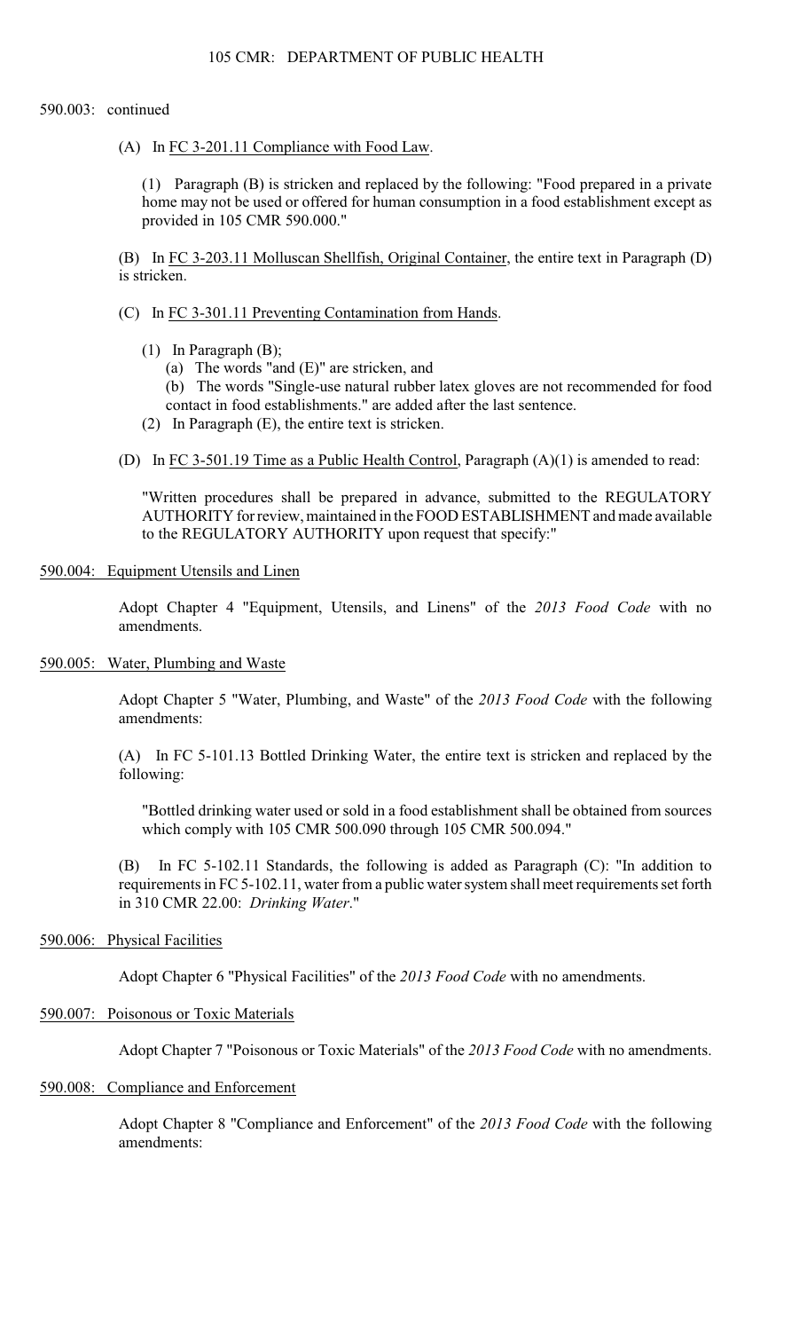590.003: continued

(A) In FC 3-201.11 Compliance with Food Law.

(1) Paragraph (B) is stricken and replaced by the following: "Food prepared in a private home may not be used or offered for human consumption in a food establishment except as provided in 105 CMR 590.000."

(B) In FC 3-203.11 Molluscan Shellfish, Original Container, the entire text in Paragraph (D) is stricken.

(C) In FC 3-301.11 Preventing Contamination from Hands.

(1) In Paragraph (B);
   (a) The words "and (E)" are stricken, and
   (b) The words "Single-use natural rubber latex gloves are not recommended for food contact in food establishments." are added after the last sentence.
(2) In Paragraph (E), the entire text is stricken.

(D) In FC 3-501.19 Time as a Public Health Control, Paragraph (A)(1) is amended to read:

"Written procedures shall be prepared in advance, submitted to the REGULATORY AUTHORITY for review, maintained in the FOOD ESTABLISHMENT and made available to the REGULATORY AUTHORITY upon request that specify:"

590.004: Equipment Utensils and Linen

Adopt Chapter 4 "Equipment, Utensils, and Linens" of the *2013 Food Code* with no amendments.

590.005: Water, Plumbing and Waste

Adopt Chapter 5 "Water, Plumbing, and Waste" of the *2013 Food Code* with the following amendments:

(A) In FC 5-101.13 Bottled Drinking Water, the entire text is stricken and replaced by the following:

"Bottled drinking water used or sold in a food establishment shall be obtained from sources which comply with 105 CMR 500.090 through 105 CMR 500.094."

(B) In FC 5-102.11 Standards, the following is added as Paragraph (C): "In addition to requirements in FC 5-102.11, water from a public water system shall meet requirements set forth in 310 CMR 22.00: *Drinking Water*."

590.006: Physical Facilities

Adopt Chapter 6 "Physical Facilities" of the *2013 Food Code* with no amendments.

590.007: Poisonous or Toxic Materials

Adopt Chapter 7 "Poisonous or Toxic Materials" of the *2013 Food Code* with no amendments.

590.008: Compliance and Enforcement

Adopt Chapter 8 "Compliance and Enforcement" of the *2013 Food Code* with the following amendments: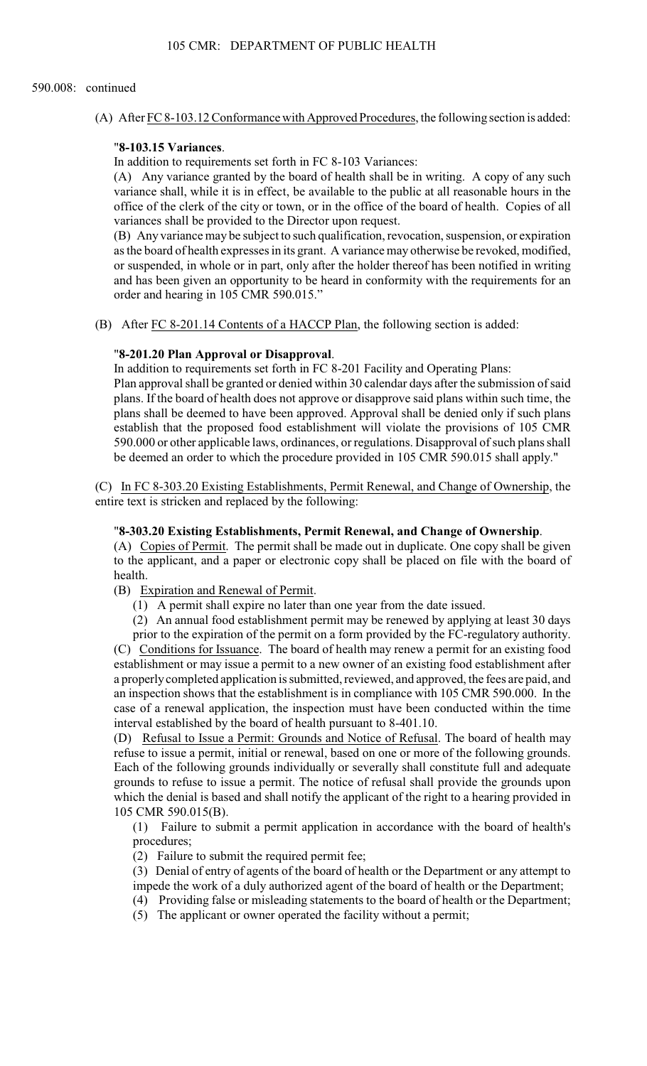590.008: continued

(A) After FC 8-103.12 Conformance with Approved Procedures, the following section is added:

"**8-103.15 Variances**.

In addition to requirements set forth in FC 8-103 Variances:

(A) Any variance granted by the board of health shall be in writing. A copy of any such variance shall, while it is in effect, be available to the public at all reasonable hours in the office of the clerk of the city or town, or in the office of the board of health. Copies of all variances shall be provided to the Director upon request.

(B) Any variance may be subject to such qualification, revocation, suspension, or expiration as the board of health expresses in its grant. A variance may otherwise be revoked, modified, or suspended, in whole or in part, only after the holder thereof has been notified in writing and has been given an opportunity to be heard in conformity with the requirements for an order and hearing in 105 CMR 590.015."

(B) After FC 8-201.14 Contents of a HACCP Plan, the following section is added:

"**8-201.20 Plan Approval or Disapproval**.

In addition to requirements set forth in FC 8-201 Facility and Operating Plans:

Plan approval shall be granted or denied within 30 calendar days after the submission of said plans. If the board of health does not approve or disapprove said plans within such time, the plans shall be deemed to have been approved. Approval shall be denied only if such plans establish that the proposed food establishment will violate the provisions of 105 CMR 590.000 or other applicable laws, ordinances, or regulations. Disapproval of such plans shall be deemed an order to which the procedure provided in 105 CMR 590.015 shall apply."

(C) In FC 8-303.20 Existing Establishments, Permit Renewal, and Change of Ownership, the entire text is stricken and replaced by the following:

"**8-303.20 Existing Establishments, Permit Renewal, and Change of Ownership**.

(A) Copies of Permit. The permit shall be made out in duplicate. One copy shall be given to the applicant, and a paper or electronic copy shall be placed on file with the board of health.

(B) Expiration and Renewal of Permit.

(1) A permit shall expire no later than one year from the date issued.

(2) An annual food establishment permit may be renewed by applying at least 30 days prior to the expiration of the permit on a form provided by the FC-regulatory authority.

(C) Conditions for Issuance. The board of health may renew a permit for an existing food establishment or may issue a permit to a new owner of an existing food establishment after a properly completed application is submitted, reviewed, and approved, the fees are paid, and an inspection shows that the establishment is in compliance with 105 CMR 590.000. In the case of a renewal application, the inspection must have been conducted within the time interval established by the board of health pursuant to 8-401.10.

(D) Refusal to Issue a Permit: Grounds and Notice of Refusal. The board of health may refuse to issue a permit, initial or renewal, based on one or more of the following grounds. Each of the following grounds individually or severally shall constitute full and adequate grounds to refuse to issue a permit. The notice of refusal shall provide the grounds upon which the denial is based and shall notify the applicant of the right to a hearing provided in 105 CMR 590.015(B).

(1) Failure to submit a permit application in accordance with the board of health's procedures;

(2) Failure to submit the required permit fee;

(3) Denial of entry of agents of the board of health or the Department or any attempt to impede the work of a duly authorized agent of the board of health or the Department;

(4) Providing false or misleading statements to the board of health or the Department;

(5) The applicant or owner operated the facility without a permit;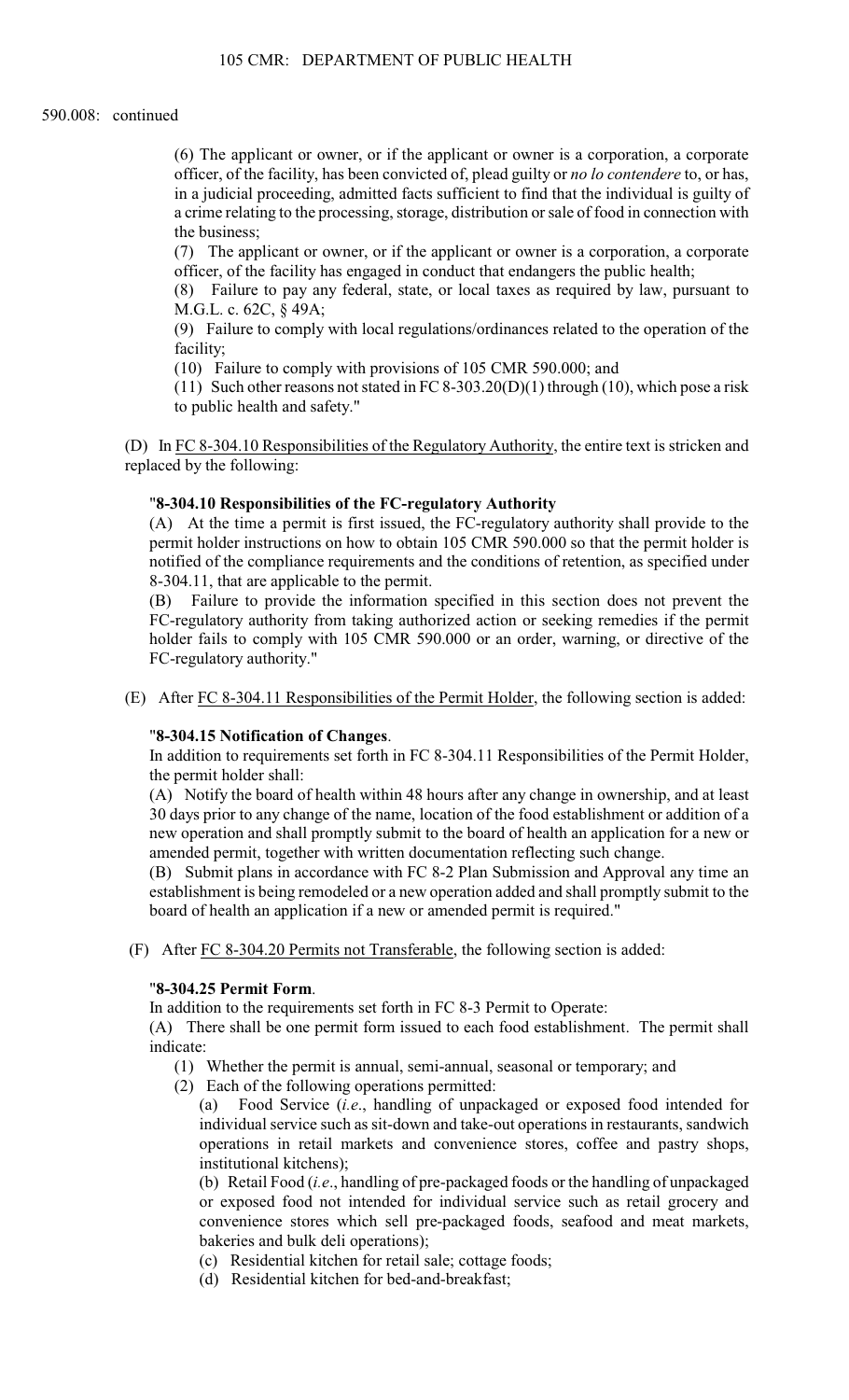590.008: continued

(6) The applicant or owner, or if the applicant or owner is a corporation, a corporate officer, of the facility, has been convicted of, plead guilty or *no lo contendere* to, or has, in a judicial proceeding, admitted facts sufficient to find that the individual is guilty of a crime relating to the processing, storage, distribution or sale of food in connection with the business;

(7) The applicant or owner, or if the applicant or owner is a corporation, a corporate officer, of the facility has engaged in conduct that endangers the public health;

(8) Failure to pay any federal, state, or local taxes as required by law, pursuant to M.G.L. c. 62C, § 49A;

(9) Failure to comply with local regulations/ordinances related to the operation of the facility;

(10) Failure to comply with provisions of 105 CMR 590.000; and

(11) Such other reasons not stated in FC 8-303.20(D)(1) through (10), which pose a risk to public health and safety."

(D) In FC 8-304.10 Responsibilities of the Regulatory Authority, the entire text is stricken and replaced by the following:

"**8-304.10 Responsibilities of the FC-regulatory Authority**

(A) At the time a permit is first issued, the FC-regulatory authority shall provide to the permit holder instructions on how to obtain 105 CMR 590.000 so that the permit holder is notified of the compliance requirements and the conditions of retention, as specified under 8-304.11, that are applicable to the permit.

(B) Failure to provide the information specified in this section does not prevent the FC-regulatory authority from taking authorized action or seeking remedies if the permit holder fails to comply with 105 CMR 590.000 or an order, warning, or directive of the FC-regulatory authority."

(E) After FC 8-304.11 Responsibilities of the Permit Holder, the following section is added:

"**8-304.15 Notification of Changes**.

In addition to requirements set forth in FC 8-304.11 Responsibilities of the Permit Holder, the permit holder shall:

(A) Notify the board of health within 48 hours after any change in ownership, and at least 30 days prior to any change of the name, location of the food establishment or addition of a new operation and shall promptly submit to the board of health an application for a new or amended permit, together with written documentation reflecting such change.

(B) Submit plans in accordance with FC 8-2 Plan Submission and Approval any time an establishment is being remodeled or a new operation added and shall promptly submit to the board of health an application if a new or amended permit is required."

(F) After FC 8-304.20 Permits not Transferable, the following section is added:

"**8-304.25 Permit Form**.

In addition to the requirements set forth in FC 8-3 Permit to Operate:

(A) There shall be one permit form issued to each food establishment. The permit shall indicate:

(1) Whether the permit is annual, semi-annual, seasonal or temporary; and

(2) Each of the following operations permitted:

(a) Food Service (*i.e*., handling of unpackaged or exposed food intended for individual service such as sit-down and take-out operations in restaurants, sandwich operations in retail markets and convenience stores, coffee and pastry shops, institutional kitchens);

(b) Retail Food (*i.e*., handling of pre-packaged foods or the handling of unpackaged or exposed food not intended for individual service such as retail grocery and convenience stores which sell pre-packaged foods, seafood and meat markets, bakeries and bulk deli operations);

(c) Residential kitchen for retail sale; cottage foods;

(d) Residential kitchen for bed-and-breakfast;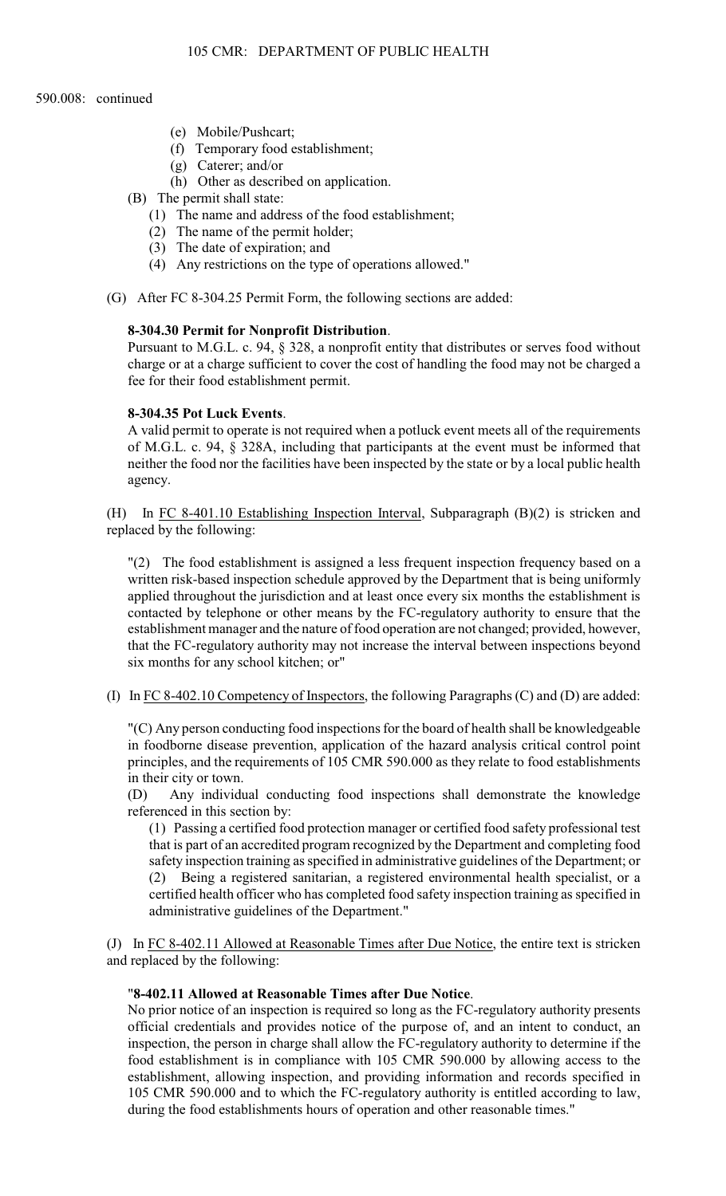590.008: continued

(e) Mobile/Pushcart;
(f) Temporary food establishment;
(g) Caterer; and/or
(h) Other as described on application.

(B) The permit shall state:
(1) The name and address of the food establishment;
(2) The name of the permit holder;
(3) The date of expiration; and
(4) Any restrictions on the type of operations allowed."

(G) After FC 8-304.25 Permit Form, the following sections are added:

**8-304.30 Permit for Nonprofit Distribution**.
Pursuant to M.G.L. c. 94, § 328, a nonprofit entity that distributes or serves food without charge or at a charge sufficient to cover the cost of handling the food may not be charged a fee for their food establishment permit.

**8-304.35 Pot Luck Events**.
A valid permit to operate is not required when a potluck event meets all of the requirements of M.G.L. c. 94, § 328A, including that participants at the event must be informed that neither the food nor the facilities have been inspected by the state or by a local public health agency.

(H) In FC 8-401.10 Establishing Inspection Interval, Subparagraph (B)(2) is stricken and replaced by the following:

"(2) The food establishment is assigned a less frequent inspection frequency based on a written risk-based inspection schedule approved by the Department that is being uniformly applied throughout the jurisdiction and at least once every six months the establishment is contacted by telephone or other means by the FC-regulatory authority to ensure that the establishment manager and the nature of food operation are not changed; provided, however, that the FC-regulatory authority may not increase the interval between inspections beyond six months for any school kitchen; or"

(I) In FC 8-402.10 Competency of Inspectors, the following Paragraphs (C) and (D) are added:

"(C) Any person conducting food inspections for the board of health shall be knowledgeable in foodborne disease prevention, application of the hazard analysis critical control point principles, and the requirements of 105 CMR 590.000 as they relate to food establishments in their city or town.

(D) Any individual conducting food inspections shall demonstrate the knowledge referenced in this section by:
(1) Passing a certified food protection manager or certified food safety professional test that is part of an accredited program recognized by the Department and completing food safety inspection training as specified in administrative guidelines of the Department; or
(2) Being a registered sanitarian, a registered environmental health specialist, or a certified health officer who has completed food safety inspection training as specified in administrative guidelines of the Department."

(J) In FC 8-402.11 Allowed at Reasonable Times after Due Notice, the entire text is stricken and replaced by the following:

"**8-402.11 Allowed at Reasonable Times after Due Notice**.
No prior notice of an inspection is required so long as the FC-regulatory authority presents official credentials and provides notice of the purpose of, and an intent to conduct, an inspection, the person in charge shall allow the FC-regulatory authority to determine if the food establishment is in compliance with 105 CMR 590.000 by allowing access to the establishment, allowing inspection, and providing information and records specified in 105 CMR 590.000 and to which the FC-regulatory authority is entitled according to law, during the food establishments hours of operation and other reasonable times."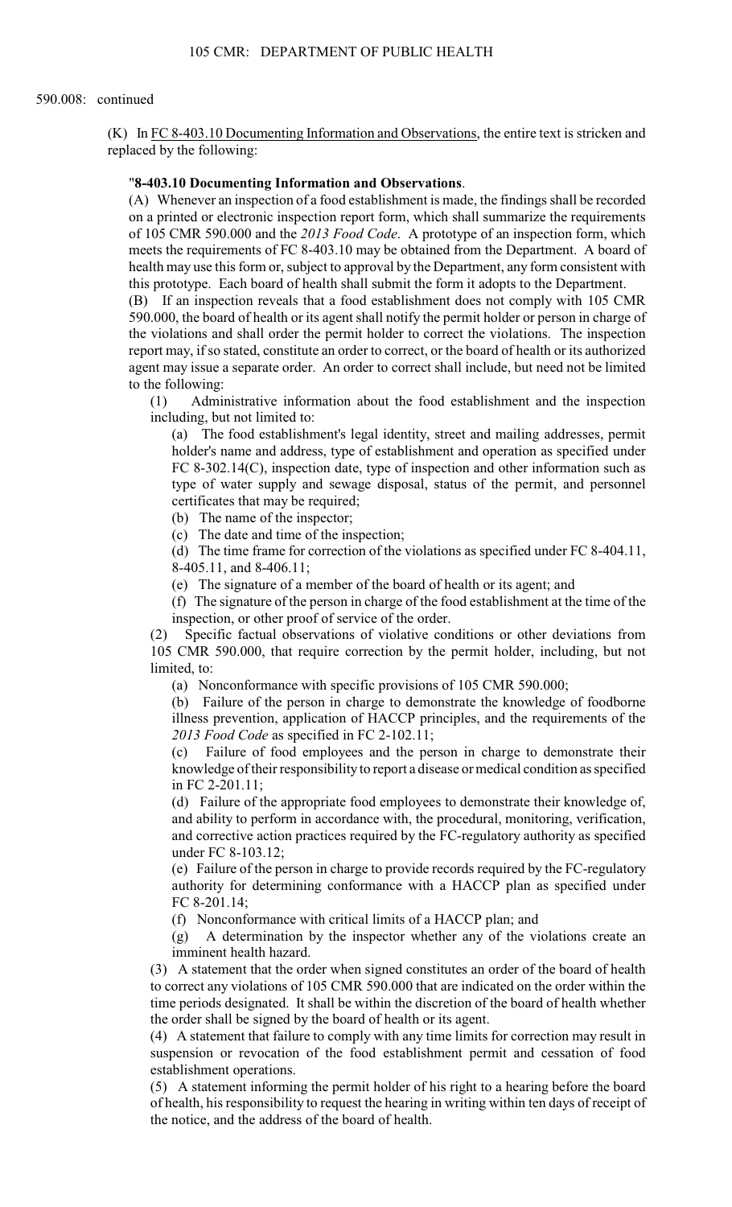590.008: continued

(K) In FC 8-403.10 Documenting Information and Observations, the entire text is stricken and replaced by the following:

"**8-403.10 Documenting Information and Observations**.

(A) Whenever an inspection of a food establishment is made, the findings shall be recorded on a printed or electronic inspection report form, which shall summarize the requirements of 105 CMR 590.000 and the *2013 Food Code*. A prototype of an inspection form, which meets the requirements of FC 8-403.10 may be obtained from the Department. A board of health may use this form or, subject to approval by the Department, any form consistent with this prototype. Each board of health shall submit the form it adopts to the Department.

(B) If an inspection reveals that a food establishment does not comply with 105 CMR 590.000, the board of health or its agent shall notify the permit holder or person in charge of the violations and shall order the permit holder to correct the violations. The inspection report may, if so stated, constitute an order to correct, or the board of health or its authorized agent may issue a separate order. An order to correct shall include, but need not be limited to the following:

(1) Administrative information about the food establishment and the inspection including, but not limited to:

(a) The food establishment's legal identity, street and mailing addresses, permit holder's name and address, type of establishment and operation as specified under FC 8-302.14(C), inspection date, type of inspection and other information such as type of water supply and sewage disposal, status of the permit, and personnel certificates that may be required;

(b) The name of the inspector;

(c) The date and time of the inspection;

(d) The time frame for correction of the violations as specified under FC 8-404.11, 8-405.11, and 8-406.11;

(e) The signature of a member of the board of health or its agent; and

(f) The signature of the person in charge of the food establishment at the time of the inspection, or other proof of service of the order.

(2) Specific factual observations of violative conditions or other deviations from 105 CMR 590.000, that require correction by the permit holder, including, but not limited, to:

(a) Nonconformance with specific provisions of 105 CMR 590.000;

(b) Failure of the person in charge to demonstrate the knowledge of foodborne illness prevention, application of HACCP principles, and the requirements of the *2013 Food Code* as specified in FC 2-102.11;

(c) Failure of food employees and the person in charge to demonstrate their knowledge of their responsibility to report a disease or medical condition as specified in FC 2-201.11;

(d) Failure of the appropriate food employees to demonstrate their knowledge of, and ability to perform in accordance with, the procedural, monitoring, verification, and corrective action practices required by the FC-regulatory authority as specified under FC 8-103.12;

(e) Failure of the person in charge to provide records required by the FC-regulatory authority for determining conformance with a HACCP plan as specified under FC 8-201.14;

(f) Nonconformance with critical limits of a HACCP plan; and

(g) A determination by the inspector whether any of the violations create an imminent health hazard.

(3) A statement that the order when signed constitutes an order of the board of health to correct any violations of 105 CMR 590.000 that are indicated on the order within the time periods designated. It shall be within the discretion of the board of health whether the order shall be signed by the board of health or its agent.

(4) A statement that failure to comply with any time limits for correction may result in suspension or revocation of the food establishment permit and cessation of food establishment operations.

(5) A statement informing the permit holder of his right to a hearing before the board of health, his responsibility to request the hearing in writing within ten days of receipt of the notice, and the address of the board of health.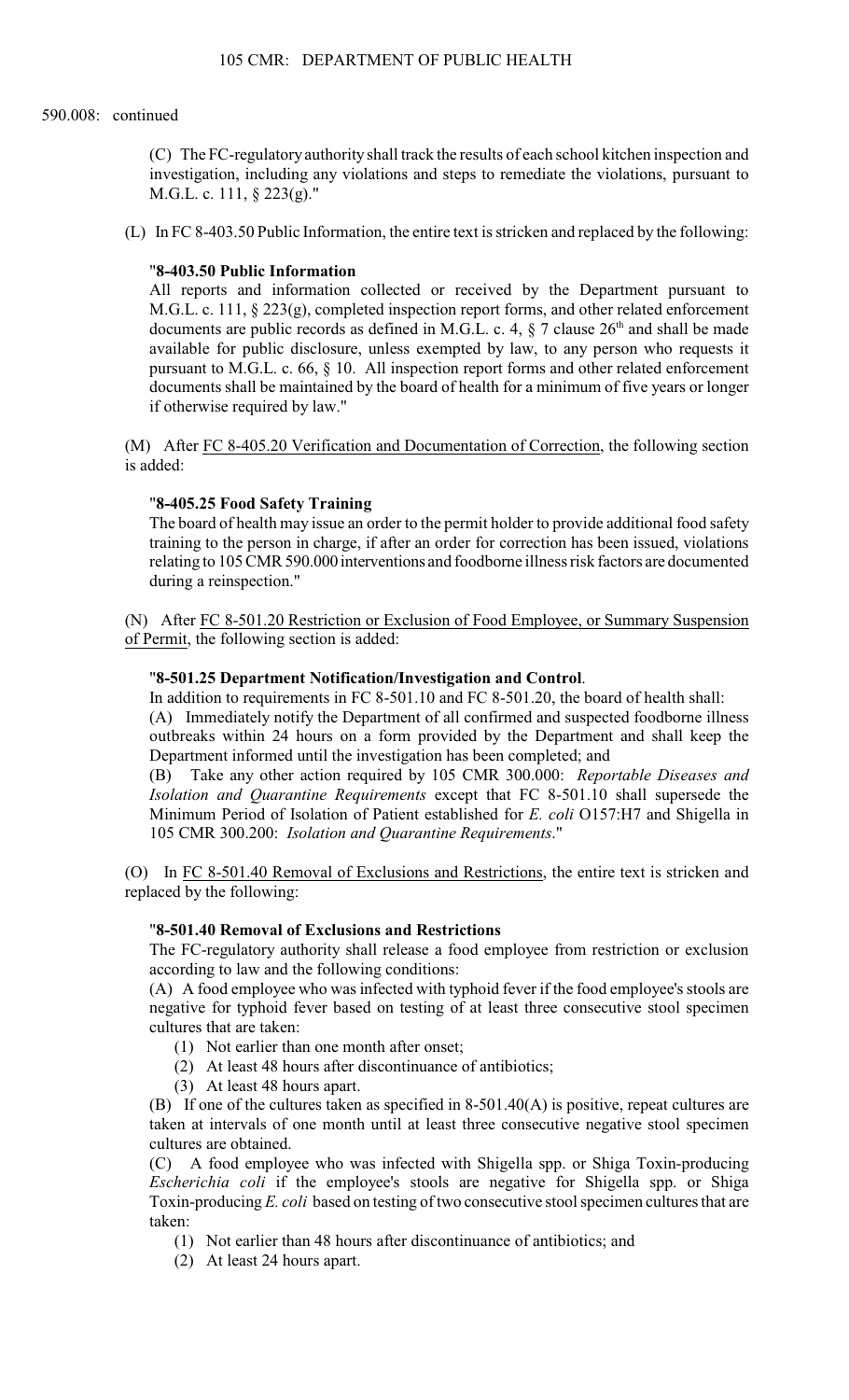590.008: continued

(C) The FC-regulatory authority shall track the results of each school kitchen inspection and investigation, including any violations and steps to remediate the violations, pursuant to M.G.L. c. 111, § 223(g)."

(L) In FC 8-403.50 Public Information, the entire text is stricken and replaced by the following:

"**8-403.50 Public Information**

All reports and information collected or received by the Department pursuant to M.G.L. c. 111, § 223(g), completed inspection report forms, and other related enforcement documents are public records as defined in M.G.L. c. 4, § 7 clause 26th and shall be made available for public disclosure, unless exempted by law, to any person who requests it pursuant to M.G.L. c. 66, § 10. All inspection report forms and other related enforcement documents shall be maintained by the board of health for a minimum of five years or longer if otherwise required by law."

(M) After FC 8-405.20 Verification and Documentation of Correction, the following section is added:

"**8-405.25 Food Safety Training**

The board of health may issue an order to the permit holder to provide additional food safety training to the person in charge, if after an order for correction has been issued, violations relating to 105 CMR 590.000 interventions and foodborne illness risk factors are documented during a reinspection."

(N) After FC 8-501.20 Restriction or Exclusion of Food Employee, or Summary Suspension of Permit, the following section is added:

"**8-501.25 Department Notification/Investigation and Control**.

In addition to requirements in FC 8-501.10 and FC 8-501.20, the board of health shall:

(A) Immediately notify the Department of all confirmed and suspected foodborne illness outbreaks within 24 hours on a form provided by the Department and shall keep the Department informed until the investigation has been completed; and

(B) Take any other action required by 105 CMR 300.000: *Reportable Diseases and Isolation and Quarantine Requirements* except that FC 8-501.10 shall supersede the Minimum Period of Isolation of Patient established for *E. coli* O157:H7 and Shigella in 105 CMR 300.200: *Isolation and Quarantine Requirements*."

(O) In FC 8-501.40 Removal of Exclusions and Restrictions, the entire text is stricken and replaced by the following:

"**8-501.40 Removal of Exclusions and Restrictions**

The FC-regulatory authority shall release a food employee from restriction or exclusion according to law and the following conditions:

(A) A food employee who was infected with typhoid fever if the food employee's stools are negative for typhoid fever based on testing of at least three consecutive stool specimen cultures that are taken:

(1) Not earlier than one month after onset;

(2) At least 48 hours after discontinuance of antibiotics;

(3) At least 48 hours apart.

(B) If one of the cultures taken as specified in 8-501.40(A) is positive, repeat cultures are taken at intervals of one month until at least three consecutive negative stool specimen cultures are obtained.

(C) A food employee who was infected with Shigella spp. or Shiga Toxin-producing *Escherichia coli* if the employee's stools are negative for Shigella spp. or Shiga Toxin-producing *E. coli* based on testing of two consecutive stool specimen cultures that are taken:

(1) Not earlier than 48 hours after discontinuance of antibiotics; and

(2) At least 24 hours apart.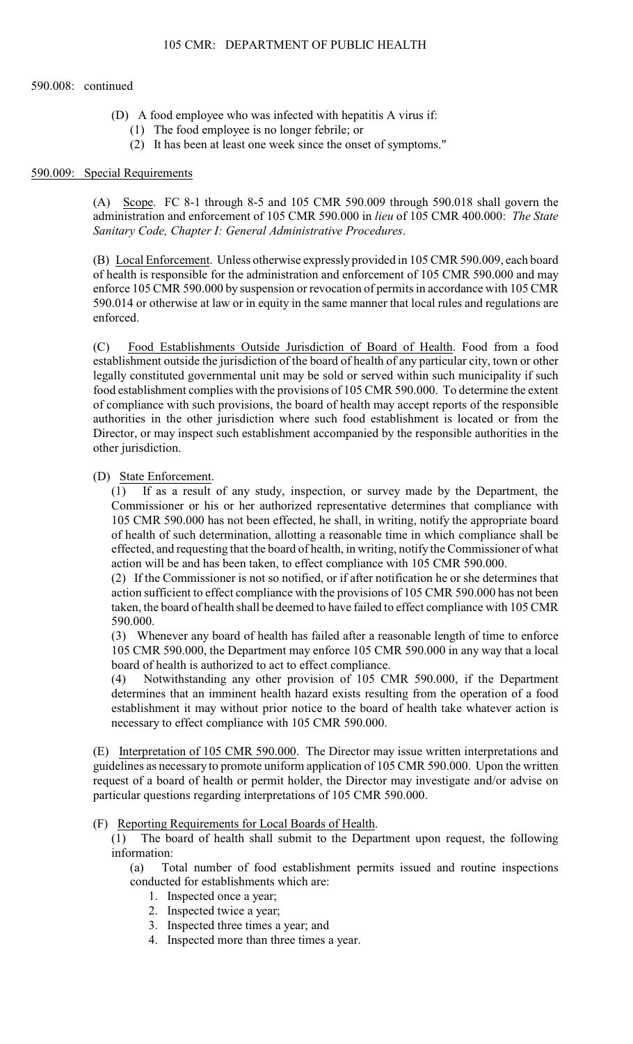590.008: continued

(D) A food employee who was infected with hepatitis A virus if:

(1) The food employee is no longer febrile; or

(2) It has been at least one week since the onset of symptoms."

590.009: Special Requirements

(A) Scope. FC 8-1 through 8-5 and 105 CMR 590.009 through 590.018 shall govern the administration and enforcement of 105 CMR 590.000 in *lieu* of 105 CMR 400.000: *The State Sanitary Code, Chapter I: General Administrative Procedures*.

(B) Local Enforcement. Unless otherwise expressly provided in 105 CMR 590.009, each board of health is responsible for the administration and enforcement of 105 CMR 590.000 and may enforce 105 CMR 590.000 by suspension or revocation of permits in accordance with 105 CMR 590.014 or otherwise at law or in equity in the same manner that local rules and regulations are enforced.

(C) Food Establishments Outside Jurisdiction of Board of Health. Food from a food establishment outside the jurisdiction of the board of health of any particular city, town or other legally constituted governmental unit may be sold or served within such municipality if such food establishment complies with the provisions of 105 CMR 590.000. To determine the extent of compliance with such provisions, the board of health may accept reports of the responsible authorities in the other jurisdiction where such food establishment is located or from the Director, or may inspect such establishment accompanied by the responsible authorities in the other jurisdiction.

(D) State Enforcement.

(1) If as a result of any study, inspection, or survey made by the Department, the Commissioner or his or her authorized representative determines that compliance with 105 CMR 590.000 has not been effected, he shall, in writing, notify the appropriate board of health of such determination, allotting a reasonable time in which compliance shall be effected, and requesting that the board of health, in writing, notify the Commissioner of what action will be and has been taken, to effect compliance with 105 CMR 590.000.

(2) If the Commissioner is not so notified, or if after notification he or she determines that action sufficient to effect compliance with the provisions of 105 CMR 590.000 has not been taken, the board of health shall be deemed to have failed to effect compliance with 105 CMR 590.000.

(3) Whenever any board of health has failed after a reasonable length of time to enforce 105 CMR 590.000, the Department may enforce 105 CMR 590.000 in any way that a local board of health is authorized to act to effect compliance.

(4) Notwithstanding any other provision of 105 CMR 590.000, if the Department determines that an imminent health hazard exists resulting from the operation of a food establishment it may without prior notice to the board of health take whatever action is necessary to effect compliance with 105 CMR 590.000.

(E) Interpretation of 105 CMR 590.000. The Director may issue written interpretations and guidelines as necessary to promote uniform application of 105 CMR 590.000. Upon the written request of a board of health or permit holder, the Director may investigate and/or advise on particular questions regarding interpretations of 105 CMR 590.000.

(F) Reporting Requirements for Local Boards of Health.

(1) The board of health shall submit to the Department upon request, the following information:

(a) Total number of food establishment permits issued and routine inspections conducted for establishments which are:

1. Inspected once a year;
2. Inspected twice a year;
3. Inspected three times a year; and
4. Inspected more than three times a year.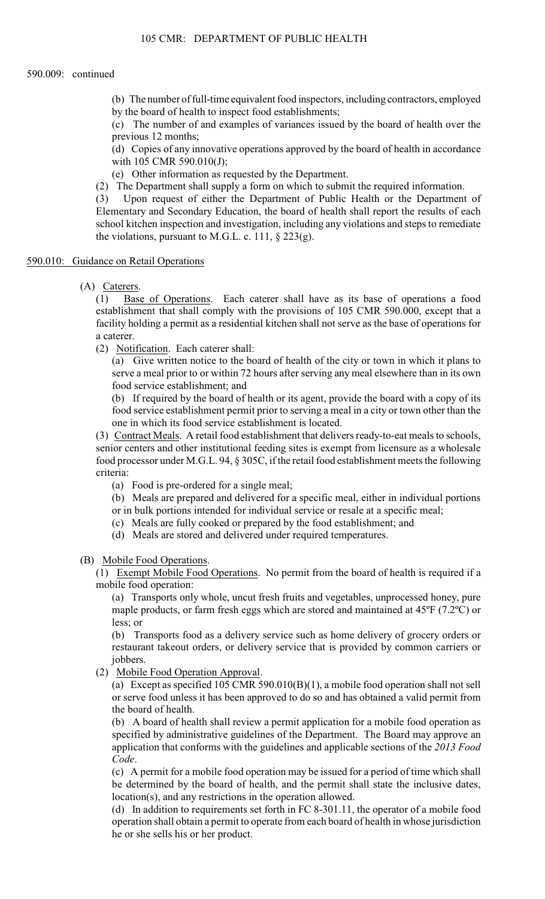590.009: continued

(b) The number of full-time equivalent food inspectors, including contractors, employed by the board of health to inspect food establishments;

(c) The number of and examples of variances issued by the board of health over the previous 12 months;

(d) Copies of any innovative operations approved by the board of health in accordance with 105 CMR 590.010(J);

(e) Other information as requested by the Department.

(2) The Department shall supply a form on which to submit the required information.

(3) Upon request of either the Department of Public Health or the Department of Elementary and Secondary Education, the board of health shall report the results of each school kitchen inspection and investigation, including any violations and steps to remediate the violations, pursuant to M.G.L. c. 111, § 223(g).

590.010: Guidance on Retail Operations

(A) Caterers.

(1) Base of Operations. Each caterer shall have as its base of operations a food establishment that shall comply with the provisions of 105 CMR 590.000, except that a facility holding a permit as a residential kitchen shall not serve as the base of operations for a caterer.

(2) Notification. Each caterer shall:

(a) Give written notice to the board of health of the city or town in which it plans to serve a meal prior to or within 72 hours after serving any meal elsewhere than in its own food service establishment; and

(b) If required by the board of health or its agent, provide the board with a copy of its food service establishment permit prior to serving a meal in a city or town other than the one in which its food service establishment is located.

(3) Contract Meals. A retail food establishment that delivers ready-to-eat meals to schools, senior centers and other institutional feeding sites is exempt from licensure as a wholesale food processor under M.G.L. 94, § 305C, if the retail food establishment meets the following criteria:

(a) Food is pre-ordered for a single meal;

(b) Meals are prepared and delivered for a specific meal, either in individual portions or in bulk portions intended for individual service or resale at a specific meal;

(c) Meals are fully cooked or prepared by the food establishment; and

(d) Meals are stored and delivered under required temperatures.

(B) Mobile Food Operations.

(1) Exempt Mobile Food Operations. No permit from the board of health is required if a mobile food operation:

(a) Transports only whole, uncut fresh fruits and vegetables, unprocessed honey, pure maple products, or farm fresh eggs which are stored and maintained at 45ºF (7.2ºC) or less; or

(b) Transports food as a delivery service such as home delivery of grocery orders or restaurant takeout orders, or delivery service that is provided by common carriers or jobbers.

(2) Mobile Food Operation Approval.

(a) Except as specified 105 CMR 590.010(B)(1), a mobile food operation shall not sell or serve food unless it has been approved to do so and has obtained a valid permit from the board of health.

(b) A board of health shall review a permit application for a mobile food operation as specified by administrative guidelines of the Department. The Board may approve an application that conforms with the guidelines and applicable sections of the *2013 Food Code*.

(c) A permit for a mobile food operation may be issued for a period of time which shall be determined by the board of health, and the permit shall state the inclusive dates, location(s), and any restrictions in the operation allowed.

(d) In addition to requirements set forth in FC 8-301.11, the operator of a mobile food operation shall obtain a permit to operate from each board of health in whose jurisdiction he or she sells his or her product.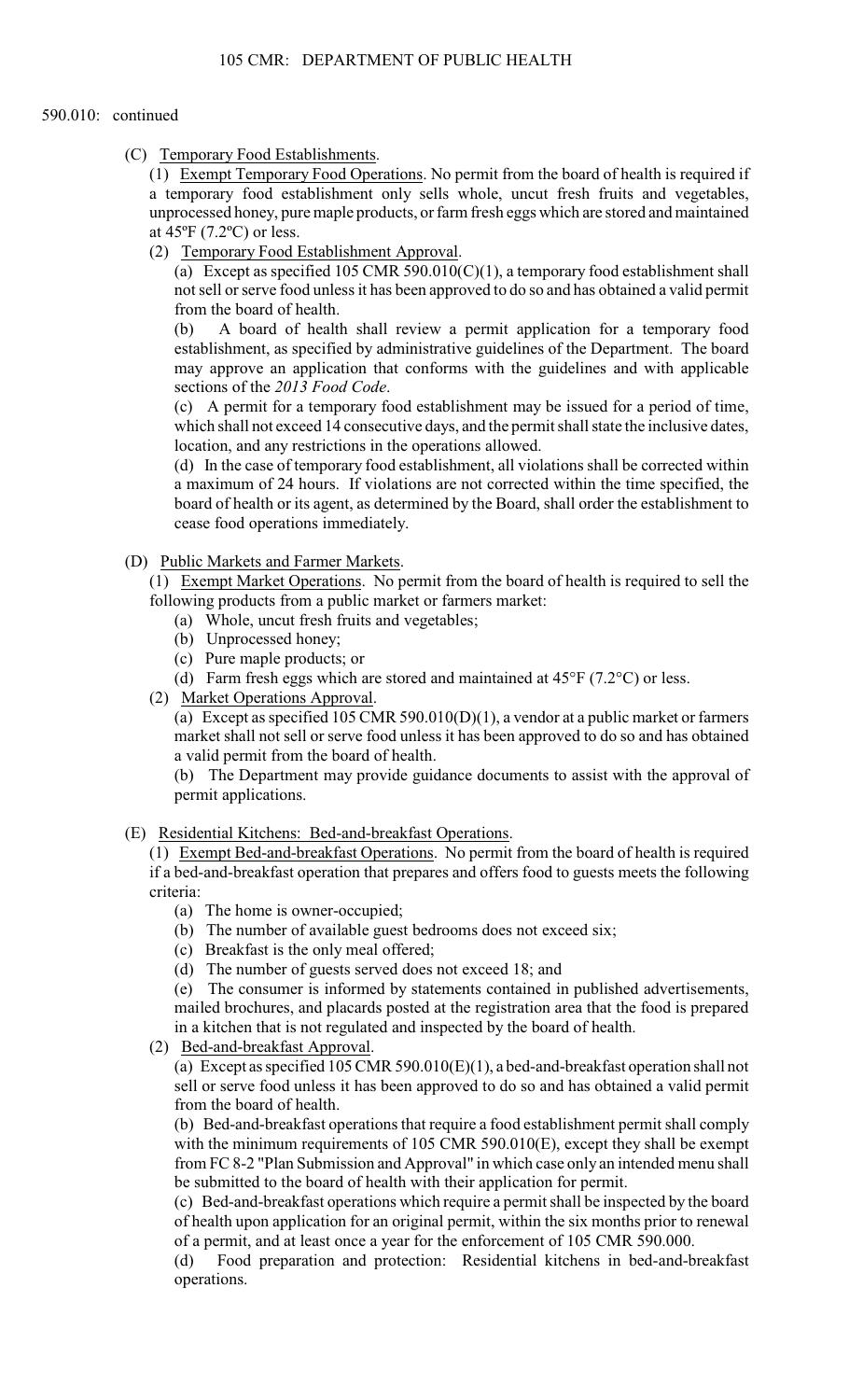590.010: continued

(C) Temporary Food Establishments.

(1) Exempt Temporary Food Operations. No permit from the board of health is required if a temporary food establishment only sells whole, uncut fresh fruits and vegetables, unprocessed honey, pure maple products, or farm fresh eggs which are stored and maintained at 45ºF (7.2ºC) or less.

(2) Temporary Food Establishment Approval.

(a) Except as specified 105 CMR 590.010(C)(1), a temporary food establishment shall not sell or serve food unless it has been approved to do so and has obtained a valid permit from the board of health.

(b) A board of health shall review a permit application for a temporary food establishment, as specified by administrative guidelines of the Department. The board may approve an application that conforms with the guidelines and with applicable sections of the *2013 Food Code*.

(c) A permit for a temporary food establishment may be issued for a period of time, which shall not exceed 14 consecutive days, and the permit shall state the inclusive dates, location, and any restrictions in the operations allowed.

(d) In the case of temporary food establishment, all violations shall be corrected within a maximum of 24 hours. If violations are not corrected within the time specified, the board of health or its agent, as determined by the Board, shall order the establishment to cease food operations immediately.

(D) Public Markets and Farmer Markets.

(1) Exempt Market Operations. No permit from the board of health is required to sell the following products from a public market or farmers market:

(a) Whole, uncut fresh fruits and vegetables;

(b) Unprocessed honey;

(c) Pure maple products; or

(d) Farm fresh eggs which are stored and maintained at 45°F (7.2°C) or less.

(2) Market Operations Approval.

(a) Except as specified 105 CMR 590.010(D)(1), a vendor at a public market or farmers market shall not sell or serve food unless it has been approved to do so and has obtained a valid permit from the board of health.

(b) The Department may provide guidance documents to assist with the approval of permit applications.

(E) Residential Kitchens: Bed-and-breakfast Operations.

(1) Exempt Bed-and-breakfast Operations. No permit from the board of health is required if a bed-and-breakfast operation that prepares and offers food to guests meets the following criteria:

(a) The home is owner-occupied;

(b) The number of available guest bedrooms does not exceed six;

(c) Breakfast is the only meal offered;

(d) The number of guests served does not exceed 18; and

(e) The consumer is informed by statements contained in published advertisements, mailed brochures, and placards posted at the registration area that the food is prepared in a kitchen that is not regulated and inspected by the board of health.

(2) Bed-and-breakfast Approval.

(a) Except as specified 105 CMR 590.010(E)(1), a bed-and-breakfast operation shall not sell or serve food unless it has been approved to do so and has obtained a valid permit from the board of health.

(b) Bed-and-breakfast operations that require a food establishment permit shall comply with the minimum requirements of 105 CMR 590.010(E), except they shall be exempt from FC 8-2 "Plan Submission and Approval" in which case only an intended menu shall be submitted to the board of health with their application for permit.

(c) Bed-and-breakfast operations which require a permit shall be inspected by the board of health upon application for an original permit, within the six months prior to renewal of a permit, and at least once a year for the enforcement of 105 CMR 590.000.

(d) Food preparation and protection: Residential kitchens in bed-and-breakfast operations.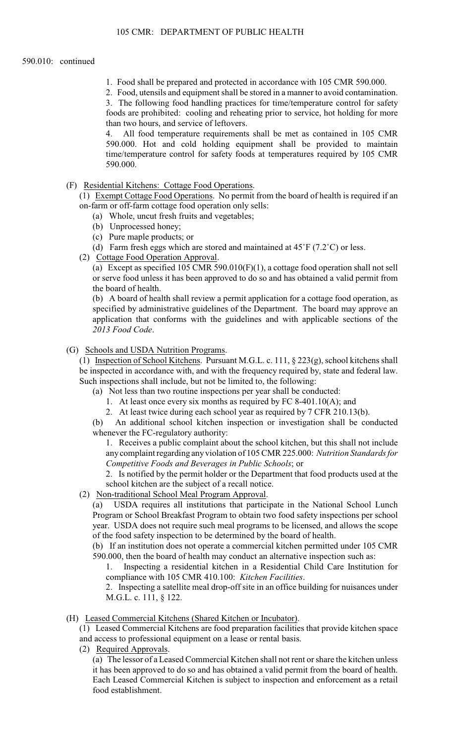590.010: continued

1. Food shall be prepared and protected in accordance with 105 CMR 590.000.
2. Food, utensils and equipment shall be stored in a manner to avoid contamination.
3. The following food handling practices for time/temperature control for safety foods are prohibited: cooling and reheating prior to service, hot holding for more than two hours, and service of leftovers.
4. All food temperature requirements shall be met as contained in 105 CMR 590.000. Hot and cold holding equipment shall be provided to maintain time/temperature control for safety foods at temperatures required by 105 CMR 590.000.

(F) Residential Kitchens: Cottage Food Operations.

(1) Exempt Cottage Food Operations. No permit from the board of health is required if an on-farm or off-farm cottage food operation only sells:

(a) Whole, uncut fresh fruits and vegetables;
(b) Unprocessed honey;
(c) Pure maple products; or
(d) Farm fresh eggs which are stored and maintained at 45˚F (7.2˚C) or less.

(2) Cottage Food Operation Approval.

(a) Except as specified 105 CMR 590.010(F)(1), a cottage food operation shall not sell or serve food unless it has been approved to do so and has obtained a valid permit from the board of health.

(b) A board of health shall review a permit application for a cottage food operation, as specified by administrative guidelines of the Department. The board may approve an application that conforms with the guidelines and with applicable sections of the *2013 Food Code*.

(G) Schools and USDA Nutrition Programs.

(1) Inspection of School Kitchens. Pursuant M.G.L. c. 111, § 223(g), school kitchens shall be inspected in accordance with, and with the frequency required by, state and federal law. Such inspections shall include, but not be limited to, the following:

(a) Not less than two routine inspections per year shall be conducted:

1. At least once every six months as required by FC 8-401.10(A); and
2. At least twice during each school year as required by 7 CFR 210.13(b).

(b) An additional school kitchen inspection or investigation shall be conducted whenever the FC-regulatory authority:

1. Receives a public complaint about the school kitchen, but this shall not include any complaint regarding any violation of 105 CMR 225.000: *Nutrition Standards for Competitive Foods and Beverages in Public Schools*; or
2. Is notified by the permit holder or the Department that food products used at the school kitchen are the subject of a recall notice.

(2) Non-traditional School Meal Program Approval.

(a) USDA requires all institutions that participate in the National School Lunch Program or School Breakfast Program to obtain two food safety inspections per school year. USDA does not require such meal programs to be licensed, and allows the scope of the food safety inspection to be determined by the board of health.

(b) If an institution does not operate a commercial kitchen permitted under 105 CMR 590.000, then the board of health may conduct an alternative inspection such as:

1. Inspecting a residential kitchen in a Residential Child Care Institution for compliance with 105 CMR 410.100: *Kitchen Facilities*.
2. Inspecting a satellite meal drop-off site in an office building for nuisances under M.G.L. c. 111, § 122.

(H) Leased Commercial Kitchens (Shared Kitchen or Incubator).

(1) Leased Commercial Kitchens are food preparation facilities that provide kitchen space and access to professional equipment on a lease or rental basis.

(2) Required Approvals.

(a) The lessor of a Leased Commercial Kitchen shall not rent or share the kitchen unless it has been approved to do so and has obtained a valid permit from the board of health. Each Leased Commercial Kitchen is subject to inspection and enforcement as a retail food establishment.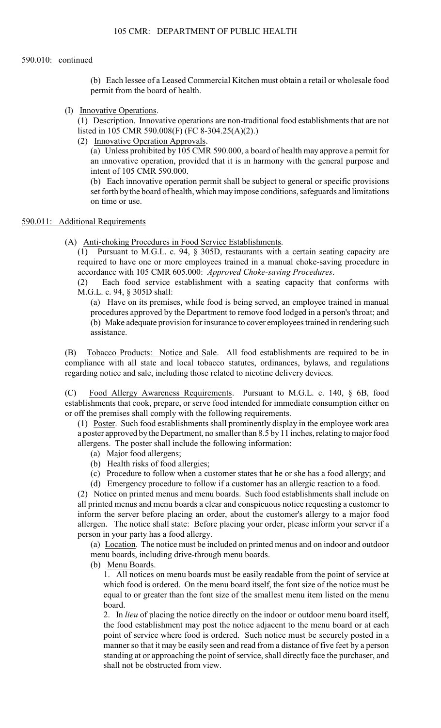590.010: continued

(b) Each lessee of a Leased Commercial Kitchen must obtain a retail or wholesale food permit from the board of health.

(I) Innovative Operations.

(1) Description. Innovative operations are non-traditional food establishments that are not listed in 105 CMR 590.008(F) (FC 8-304.25(A)(2).)

(2) Innovative Operation Approvals.

(a) Unless prohibited by 105 CMR 590.000, a board of health may approve a permit for an innovative operation, provided that it is in harmony with the general purpose and intent of 105 CMR 590.000.

(b) Each innovative operation permit shall be subject to general or specific provisions set forth by the board of health, which may impose conditions, safeguards and limitations on time or use.

## 590.011: Additional Requirements

(A) Anti-choking Procedures in Food Service Establishments.

(1) Pursuant to M.G.L. c. 94, § 305D, restaurants with a certain seating capacity are required to have one or more employees trained in a manual choke-saving procedure in accordance with 105 CMR 605.000: *Approved Choke-saving Procedures*.

(2) Each food service establishment with a seating capacity that conforms with M.G.L. c. 94, § 305D shall:

(a) Have on its premises, while food is being served, an employee trained in manual procedures approved by the Department to remove food lodged in a person's throat; and

(b) Make adequate provision for insurance to cover employees trained in rendering such assistance.

(B) Tobacco Products: Notice and Sale. All food establishments are required to be in compliance with all state and local tobacco statutes, ordinances, bylaws, and regulations regarding notice and sale, including those related to nicotine delivery devices.

(C) Food Allergy Awareness Requirements. Pursuant to M.G.L. c. 140, § 6B, food establishments that cook, prepare, or serve food intended for immediate consumption either on or off the premises shall comply with the following requirements.

(1) Poster. Such food establishments shall prominently display in the employee work area a poster approved by the Department, no smaller than 8.5 by 11 inches, relating to major food allergens. The poster shall include the following information:

(a) Major food allergens;

(b) Health risks of food allergies;

(c) Procedure to follow when a customer states that he or she has a food allergy; and

(d) Emergency procedure to follow if a customer has an allergic reaction to a food.

(2) Notice on printed menus and menu boards. Such food establishments shall include on all printed menus and menu boards a clear and conspicuous notice requesting a customer to inform the server before placing an order, about the customer's allergy to a major food allergen. The notice shall state: Before placing your order, please inform your server if a person in your party has a food allergy.

(a) Location. The notice must be included on printed menus and on indoor and outdoor menu boards, including drive-through menu boards.

(b) Menu Boards.

1. All notices on menu boards must be easily readable from the point of service at which food is ordered. On the menu board itself, the font size of the notice must be equal to or greater than the font size of the smallest menu item listed on the menu board.

2. In *lieu* of placing the notice directly on the indoor or outdoor menu board itself, the food establishment may post the notice adjacent to the menu board or at each point of service where food is ordered. Such notice must be securely posted in a manner so that it may be easily seen and read from a distance of five feet by a person standing at or approaching the point of service, shall directly face the purchaser, and shall not be obstructed from view.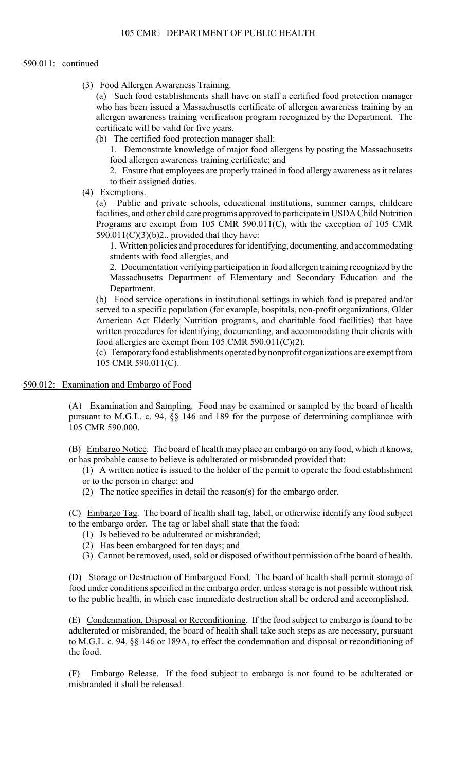590.011: continued

(3) Food Allergen Awareness Training.

(a) Such food establishments shall have on staff a certified food protection manager who has been issued a Massachusetts certificate of allergen awareness training by an allergen awareness training verification program recognized by the Department. The certificate will be valid for five years.

(b) The certified food protection manager shall:

1. Demonstrate knowledge of major food allergens by posting the Massachusetts food allergen awareness training certificate; and

2. Ensure that employees are properly trained in food allergy awareness as it relates to their assigned duties.

(4) Exemptions.

(a) Public and private schools, educational institutions, summer camps, childcare facilities, and other child care programs approved to participate in USDA Child Nutrition Programs are exempt from 105 CMR 590.011(C), with the exception of 105 CMR 590.011(C)(3)(b)2., provided that they have:

1. Written policies and procedures for identifying, documenting, and accommodating students with food allergies, and

2. Documentation verifying participation in food allergen training recognized by the Massachusetts Department of Elementary and Secondary Education and the Department.

(b) Food service operations in institutional settings in which food is prepared and/or served to a specific population (for example, hospitals, non-profit organizations, Older American Act Elderly Nutrition programs, and charitable food facilities) that have written procedures for identifying, documenting, and accommodating their clients with food allergies are exempt from 105 CMR 590.011(C)(2).

(c) Temporary food establishments operated by nonprofit organizations are exempt from 105 CMR 590.011(C).

## 590.012: Examination and Embargo of Food

(A) Examination and Sampling. Food may be examined or sampled by the board of health pursuant to M.G.L. c. 94, §§ 146 and 189 for the purpose of determining compliance with 105 CMR 590.000.

(B) Embargo Notice. The board of health may place an embargo on any food, which it knows, or has probable cause to believe is adulterated or misbranded provided that:

(1) A written notice is issued to the holder of the permit to operate the food establishment or to the person in charge; and

(2) The notice specifies in detail the reason(s) for the embargo order.

(C) Embargo Tag. The board of health shall tag, label, or otherwise identify any food subject to the embargo order. The tag or label shall state that the food:

(1) Is believed to be adulterated or misbranded;

(2) Has been embargoed for ten days; and

(3) Cannot be removed, used, sold or disposed of without permission of the board of health.

(D) Storage or Destruction of Embargoed Food. The board of health shall permit storage of food under conditions specified in the embargo order, unless storage is not possible without risk to the public health, in which case immediate destruction shall be ordered and accomplished.

(E) Condemnation, Disposal or Reconditioning. If the food subject to embargo is found to be adulterated or misbranded, the board of health shall take such steps as are necessary, pursuant to M.G.L. c. 94, §§ 146 or 189A, to effect the condemnation and disposal or reconditioning of the food.

(F) Embargo Release. If the food subject to embargo is not found to be adulterated or misbranded it shall be released.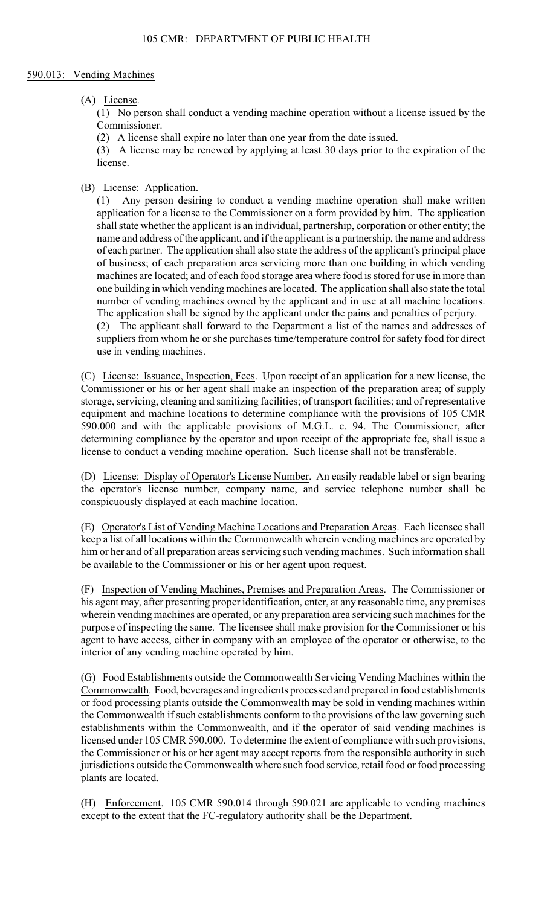## 590.013: Vending Machines

(A) License.

(1) No person shall conduct a vending machine operation without a license issued by the Commissioner.

(2) A license shall expire no later than one year from the date issued.

(3) A license may be renewed by applying at least 30 days prior to the expiration of the license.

(B) License: Application.

(1) Any person desiring to conduct a vending machine operation shall make written application for a license to the Commissioner on a form provided by him. The application shall state whether the applicant is an individual, partnership, corporation or other entity; the name and address of the applicant, and if the applicant is a partnership, the name and address of each partner. The application shall also state the address of the applicant's principal place of business; of each preparation area servicing more than one building in which vending machines are located; and of each food storage area where food is stored for use in more than one building in which vending machines are located. The application shall also state the total number of vending machines owned by the applicant and in use at all machine locations. The application shall be signed by the applicant under the pains and penalties of perjury.

(2) The applicant shall forward to the Department a list of the names and addresses of suppliers from whom he or she purchases time/temperature control for safety food for direct use in vending machines.

(C) License: Issuance, Inspection, Fees. Upon receipt of an application for a new license, the Commissioner or his or her agent shall make an inspection of the preparation area; of supply storage, servicing, cleaning and sanitizing facilities; of transport facilities; and of representative equipment and machine locations to determine compliance with the provisions of 105 CMR 590.000 and with the applicable provisions of M.G.L. c. 94. The Commissioner, after determining compliance by the operator and upon receipt of the appropriate fee, shall issue a license to conduct a vending machine operation. Such license shall not be transferable.

(D) License: Display of Operator's License Number. An easily readable label or sign bearing the operator's license number, company name, and service telephone number shall be conspicuously displayed at each machine location.

(E) Operator's List of Vending Machine Locations and Preparation Areas. Each licensee shall keep a list of all locations within the Commonwealth wherein vending machines are operated by him or her and of all preparation areas servicing such vending machines. Such information shall be available to the Commissioner or his or her agent upon request.

(F) Inspection of Vending Machines, Premises and Preparation Areas. The Commissioner or his agent may, after presenting proper identification, enter, at any reasonable time, any premises wherein vending machines are operated, or any preparation area servicing such machines for the purpose of inspecting the same. The licensee shall make provision for the Commissioner or his agent to have access, either in company with an employee of the operator or otherwise, to the interior of any vending machine operated by him.

(G) Food Establishments outside the Commonwealth Servicing Vending Machines within the Commonwealth. Food, beverages and ingredients processed and prepared in food establishments or food processing plants outside the Commonwealth may be sold in vending machines within the Commonwealth if such establishments conform to the provisions of the law governing such establishments within the Commonwealth, and if the operator of said vending machines is licensed under 105 CMR 590.000. To determine the extent of compliance with such provisions, the Commissioner or his or her agent may accept reports from the responsible authority in such jurisdictions outside the Commonwealth where such food service, retail food or food processing plants are located.

(H) Enforcement. 105 CMR 590.014 through 590.021 are applicable to vending machines except to the extent that the FC-regulatory authority shall be the Department.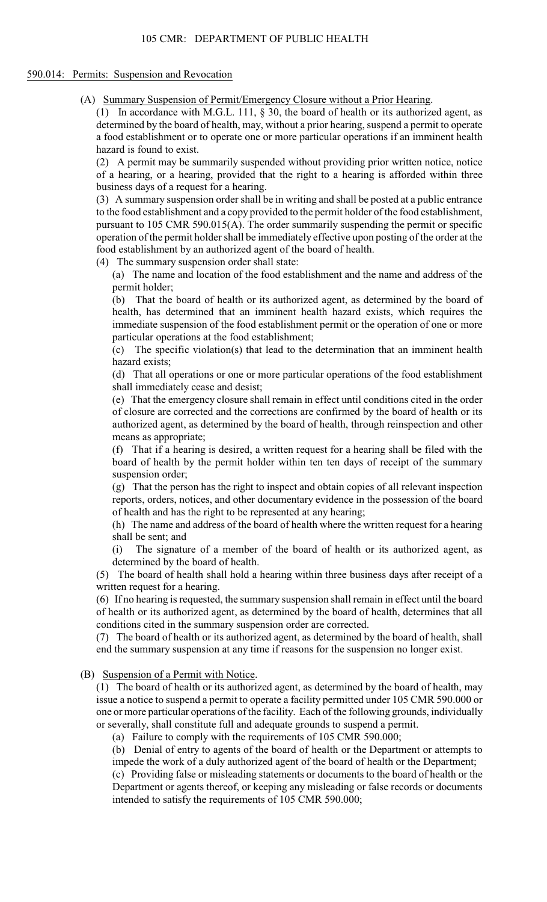### 590.014: Permits: Suspension and Revocation

(A) Summary Suspension of Permit/Emergency Closure without a Prior Hearing.

(1) In accordance with M.G.L. 111, § 30, the board of health or its authorized agent, as determined by the board of health, may, without a prior hearing, suspend a permit to operate a food establishment or to operate one or more particular operations if an imminent health hazard is found to exist.

(2) A permit may be summarily suspended without providing prior written notice, notice of a hearing, or a hearing, provided that the right to a hearing is afforded within three business days of a request for a hearing.

(3) A summary suspension order shall be in writing and shall be posted at a public entrance to the food establishment and a copy provided to the permit holder of the food establishment, pursuant to 105 CMR 590.015(A). The order summarily suspending the permit or specific operation of the permit holder shall be immediately effective upon posting of the order at the food establishment by an authorized agent of the board of health.

(4) The summary suspension order shall state:

(a) The name and location of the food establishment and the name and address of the permit holder;

(b) That the board of health or its authorized agent, as determined by the board of health, has determined that an imminent health hazard exists, which requires the immediate suspension of the food establishment permit or the operation of one or more particular operations at the food establishment;

(c) The specific violation(s) that lead to the determination that an imminent health hazard exists;

(d) That all operations or one or more particular operations of the food establishment shall immediately cease and desist;

(e) That the emergency closure shall remain in effect until conditions cited in the order of closure are corrected and the corrections are confirmed by the board of health or its authorized agent, as determined by the board of health, through reinspection and other means as appropriate;

(f) That if a hearing is desired, a written request for a hearing shall be filed with the board of health by the permit holder within ten ten days of receipt of the summary suspension order;

(g) That the person has the right to inspect and obtain copies of all relevant inspection reports, orders, notices, and other documentary evidence in the possession of the board of health and has the right to be represented at any hearing;

(h) The name and address of the board of health where the written request for a hearing shall be sent; and

(i) The signature of a member of the board of health or its authorized agent, as determined by the board of health.

(5) The board of health shall hold a hearing within three business days after receipt of a written request for a hearing.

(6) If no hearing is requested, the summary suspension shall remain in effect until the board of health or its authorized agent, as determined by the board of health, determines that all conditions cited in the summary suspension order are corrected.

(7) The board of health or its authorized agent, as determined by the board of health, shall end the summary suspension at any time if reasons for the suspension no longer exist.

(B) Suspension of a Permit with Notice.

(1) The board of health or its authorized agent, as determined by the board of health, may issue a notice to suspend a permit to operate a facility permitted under 105 CMR 590.000 or one or more particular operations of the facility. Each of the following grounds, individually or severally, shall constitute full and adequate grounds to suspend a permit.

(a) Failure to comply with the requirements of 105 CMR 590.000;

(b) Denial of entry to agents of the board of health or the Department or attempts to impede the work of a duly authorized agent of the board of health or the Department;

(c) Providing false or misleading statements or documents to the board of health or the Department or agents thereof, or keeping any misleading or false records or documents intended to satisfy the requirements of 105 CMR 590.000;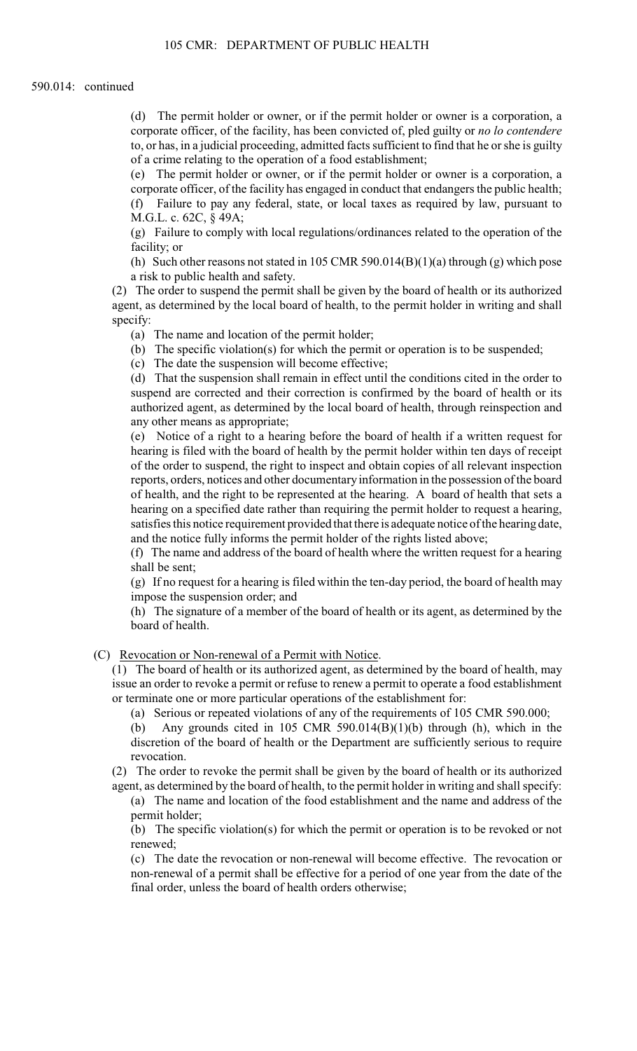590.014: continued

(d) The permit holder or owner, or if the permit holder or owner is a corporation, a corporate officer, of the facility, has been convicted of, pled guilty or *no lo contendere* to, or has, in a judicial proceeding, admitted facts sufficient to find that he or she is guilty of a crime relating to the operation of a food establishment;

(e) The permit holder or owner, or if the permit holder or owner is a corporation, a corporate officer, of the facility has engaged in conduct that endangers the public health;

(f) Failure to pay any federal, state, or local taxes as required by law, pursuant to M.G.L. c. 62C, § 49A;

(g) Failure to comply with local regulations/ordinances related to the operation of the facility; or

(h) Such other reasons not stated in 105 CMR 590.014(B)(1)(a) through (g) which pose a risk to public health and safety.

(2) The order to suspend the permit shall be given by the board of health or its authorized agent, as determined by the local board of health, to the permit holder in writing and shall specify:

(a) The name and location of the permit holder;

(b) The specific violation(s) for which the permit or operation is to be suspended;

(c) The date the suspension will become effective;

(d) That the suspension shall remain in effect until the conditions cited in the order to suspend are corrected and their correction is confirmed by the board of health or its authorized agent, as determined by the local board of health, through reinspection and any other means as appropriate;

(e) Notice of a right to a hearing before the board of health if a written request for hearing is filed with the board of health by the permit holder within ten days of receipt of the order to suspend, the right to inspect and obtain copies of all relevant inspection reports, orders, notices and other documentary information in the possession of the board of health, and the right to be represented at the hearing. A board of health that sets a hearing on a specified date rather than requiring the permit holder to request a hearing, satisfies this notice requirement provided that there is adequate notice of the hearing date, and the notice fully informs the permit holder of the rights listed above;

(f) The name and address of the board of health where the written request for a hearing shall be sent;

(g) If no request for a hearing is filed within the ten-day period, the board of health may impose the suspension order; and

(h) The signature of a member of the board of health or its agent, as determined by the board of health.

(C) Revocation or Non-renewal of a Permit with Notice.

(1) The board of health or its authorized agent, as determined by the board of health, may issue an order to revoke a permit or refuse to renew a permit to operate a food establishment or terminate one or more particular operations of the establishment for:

(a) Serious or repeated violations of any of the requirements of 105 CMR 590.000;

(b) Any grounds cited in 105 CMR 590.014(B)(1)(b) through (h), which in the discretion of the board of health or the Department are sufficiently serious to require revocation.

(2) The order to revoke the permit shall be given by the board of health or its authorized agent, as determined by the board of health, to the permit holder in writing and shall specify:

(a) The name and location of the food establishment and the name and address of the permit holder;

(b) The specific violation(s) for which the permit or operation is to be revoked or not renewed;

(c) The date the revocation or non-renewal will become effective. The revocation or non-renewal of a permit shall be effective for a period of one year from the date of the final order, unless the board of health orders otherwise;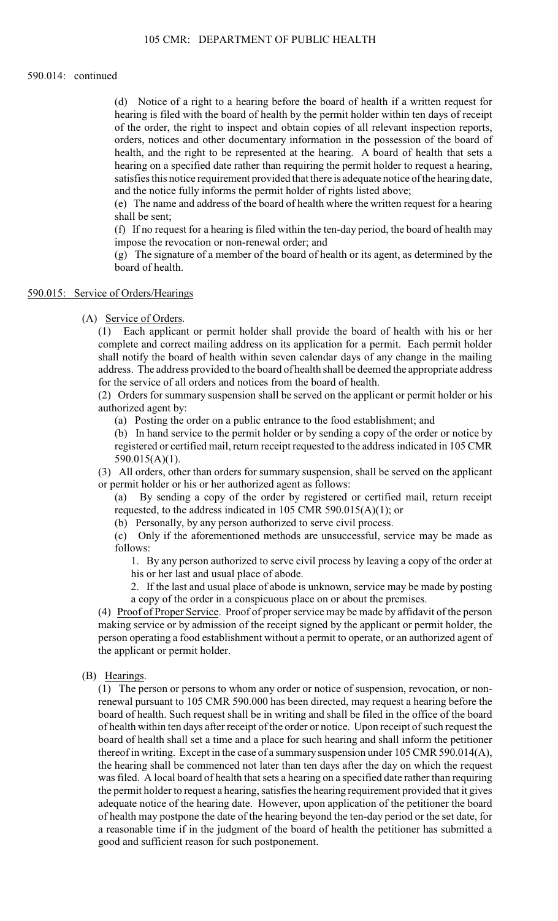590.014: continued

(d) Notice of a right to a hearing before the board of health if a written request for hearing is filed with the board of health by the permit holder within ten days of receipt of the order, the right to inspect and obtain copies of all relevant inspection reports, orders, notices and other documentary information in the possession of the board of health, and the right to be represented at the hearing. A board of health that sets a hearing on a specified date rather than requiring the permit holder to request a hearing, satisfies this notice requirement provided that there is adequate notice of the hearing date, and the notice fully informs the permit holder of rights listed above;

(e) The name and address of the board of health where the written request for a hearing shall be sent;

(f) If no request for a hearing is filed within the ten-day period, the board of health may impose the revocation or non-renewal order; and

(g) The signature of a member of the board of health or its agent, as determined by the board of health.

## 590.015: Service of Orders/Hearings

(A) Service of Orders.

(1) Each applicant or permit holder shall provide the board of health with his or her complete and correct mailing address on its application for a permit. Each permit holder shall notify the board of health within seven calendar days of any change in the mailing address. The address provided to the board of health shall be deemed the appropriate address for the service of all orders and notices from the board of health.

(2) Orders for summary suspension shall be served on the applicant or permit holder or his authorized agent by:

(a) Posting the order on a public entrance to the food establishment; and

(b) In hand service to the permit holder or by sending a copy of the order or notice by registered or certified mail, return receipt requested to the address indicated in 105 CMR 590.015(A)(1).

(3) All orders, other than orders for summary suspension, shall be served on the applicant or permit holder or his or her authorized agent as follows:

(a) By sending a copy of the order by registered or certified mail, return receipt requested, to the address indicated in 105 CMR 590.015(A)(1); or

(b) Personally, by any person authorized to serve civil process.

(c) Only if the aforementioned methods are unsuccessful, service may be made as follows:

1. By any person authorized to serve civil process by leaving a copy of the order at his or her last and usual place of abode.

2. If the last and usual place of abode is unknown, service may be made by posting a copy of the order in a conspicuous place on or about the premises.

(4) Proof of Proper Service. Proof of proper service may be made by affidavit of the person making service or by admission of the receipt signed by the applicant or permit holder, the person operating a food establishment without a permit to operate, or an authorized agent of the applicant or permit holder.

(B) Hearings.

(1) The person or persons to whom any order or notice of suspension, revocation, or non-renewal pursuant to 105 CMR 590.000 has been directed, may request a hearing before the board of health. Such request shall be in writing and shall be filed in the office of the board of health within ten days after receipt of the order or notice. Upon receipt of such request the board of health shall set a time and a place for such hearing and shall inform the petitioner thereof in writing. Except in the case of a summary suspension under 105 CMR 590.014(A), the hearing shall be commenced not later than ten days after the day on which the request was filed. A local board of health that sets a hearing on a specified date rather than requiring the permit holder to request a hearing, satisfies the hearing requirement provided that it gives adequate notice of the hearing date. However, upon application of the petitioner the board of health may postpone the date of the hearing beyond the ten-day period or the set date, for a reasonable time if in the judgment of the board of health the petitioner has submitted a good and sufficient reason for such postponement.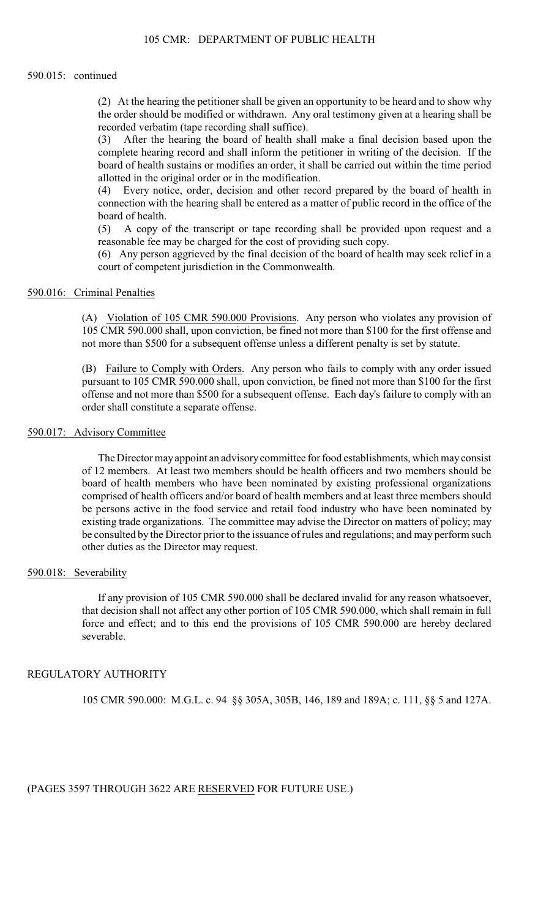590.015: continued

(2) At the hearing the petitioner shall be given an opportunity to be heard and to show why the order should be modified or withdrawn. Any oral testimony given at a hearing shall be recorded verbatim (tape recording shall suffice).

(3) After the hearing the board of health shall make a final decision based upon the complete hearing record and shall inform the petitioner in writing of the decision. If the board of health sustains or modifies an order, it shall be carried out within the time period allotted in the original order or in the modification.

(4) Every notice, order, decision and other record prepared by the board of health in connection with the hearing shall be entered as a matter of public record in the office of the board of health.

(5) A copy of the transcript or tape recording shall be provided upon request and a reasonable fee may be charged for the cost of providing such copy.

(6) Any person aggrieved by the final decision of the board of health may seek relief in a court of competent jurisdiction in the Commonwealth.

## 590.016: Criminal Penalties

(A) Violation of 105 CMR 590.000 Provisions. Any person who violates any provision of 105 CMR 590.000 shall, upon conviction, be fined not more than $100 for the first offense and not more than $500 for a subsequent offense unless a different penalty is set by statute.

(B) Failure to Comply with Orders. Any person who fails to comply with any order issued pursuant to 105 CMR 590.000 shall, upon conviction, be fined not more than $100 for the first offense and not more than $500 for a subsequent offense. Each day's failure to comply with an order shall constitute a separate offense.

## 590.017: Advisory Committee

The Director may appoint an advisory committee for food establishments, which may consist of 12 members. At least two members should be health officers and two members should be board of health members who have been nominated by existing professional organizations comprised of health officers and/or board of health members and at least three members should be persons active in the food service and retail food industry who have been nominated by existing trade organizations. The committee may advise the Director on matters of policy; may be consulted by the Director prior to the issuance of rules and regulations; and may perform such other duties as the Director may request.

## 590.018: Severability

If any provision of 105 CMR 590.000 shall be declared invalid for any reason whatsoever, that decision shall not affect any other portion of 105 CMR 590.000, which shall remain in full force and effect; and to this end the provisions of 105 CMR 590.000 are hereby declared severable.

## REGULATORY AUTHORITY

105 CMR 590.000: M.G.L. c. 94 §§ 305A, 305B, 146, 189 and 189A; c. 111, §§ 5 and 127A.

(PAGES 3597 THROUGH 3622 ARE RESERVED FOR FUTURE USE.)